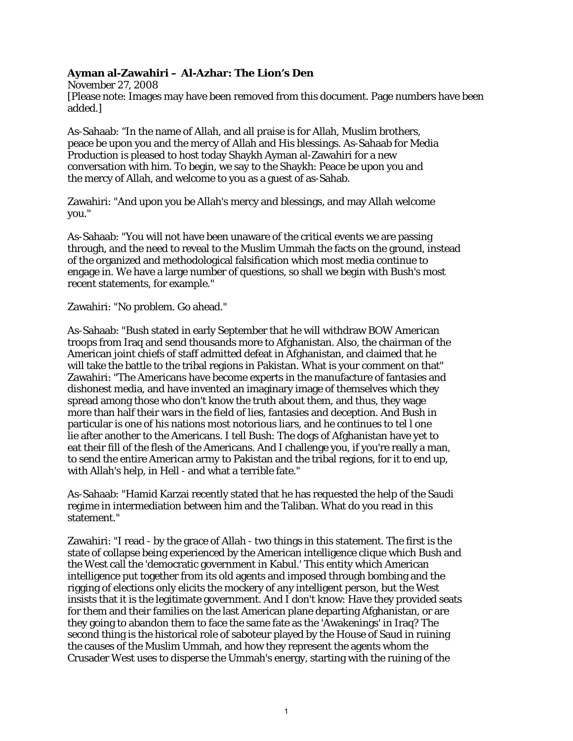**Ayman al-Zawahiri – Al-Azhar: The Lion's Den**
November 27, 2008
[Please note: Images may have been removed from this document. Page numbers have been added.]

As-Sahaab: "In the name of Allah, and all praise is for Allah, Muslim brothers, peace be upon you and the mercy of Allah and His blessings. As-Sahaab for Media Production is pleased to host today Shaykh Ayman al-Zawahiri for a new conversation with him. To begin, we say to the Shaykh: Peace be upon you and the mercy of Allah, and welcome to you as a guest of as-Sahab.

Zawahiri: "And upon you be Allah's mercy and blessings, and may Allah welcome you."

As-Sahaab: "You will not have been unaware of the critical events we are passing through, and the need to reveal to the Muslim Ummah the facts on the ground, instead of the organized and methodological falsification which most media continue to engage in. We have a large number of questions, so shall we begin with Bush's most recent statements, for example."

Zawahiri: "No problem. Go ahead."

As-Sahaab: "Bush stated in early September that he will withdraw BOW American troops from Iraq and send thousands more to Afghanistan. Also, the chairman of the American joint chiefs of staff admitted defeat in Afghanistan, and claimed that he will take the battle to the tribal regions in Pakistan. What is your comment on that"
Zawahiri: "The Americans have become experts in the manufacture of fantasies and dishonest media, and have invented an imaginary image of themselves which they spread among those who don't know the truth about them, and thus, they wage more than half their wars in the field of lies, fantasies and deception. And Bush in particular is one of his nations most notorious liars, and he continues to tel l one lie after another to the Americans. I tell Bush: The dogs of Afghanistan have yet to eat their fill of the flesh of the Americans. And I challenge you, if you're really a man, to send the entire American army to Pakistan and the tribal regions, for it to end up, with Allah's help, in Hell - and what a terrible fate."

As-Sahaab: "Hamid Karzai recently stated that he has requested the help of the Saudi regime in intermediation between him and the Taliban. What do you read in this statement."

Zawahiri: "I read - by the grace of Allah - two things in this statement. The first is the state of collapse being experienced by the American intelligence clique which Bush and the West call the 'democratic government in Kabul.' This entity which American intelligence put together from its old agents and imposed through bombing and the rigging of elections only elicits the mockery of any intelligent person, but the West insists that it is the legitimate government. And I don't know: Have they provided seats for them and their families on the last American plane departing Afghanistan, or are they going to abandon them to face the same fate as the 'Awakenings' in Iraq? The second thing is the historical role of saboteur played by the House of Saud in ruining the causes of the Muslim Ummah, and how they represent the agents whom the Crusader West uses to disperse the Ummah's energy, starting with the ruining of the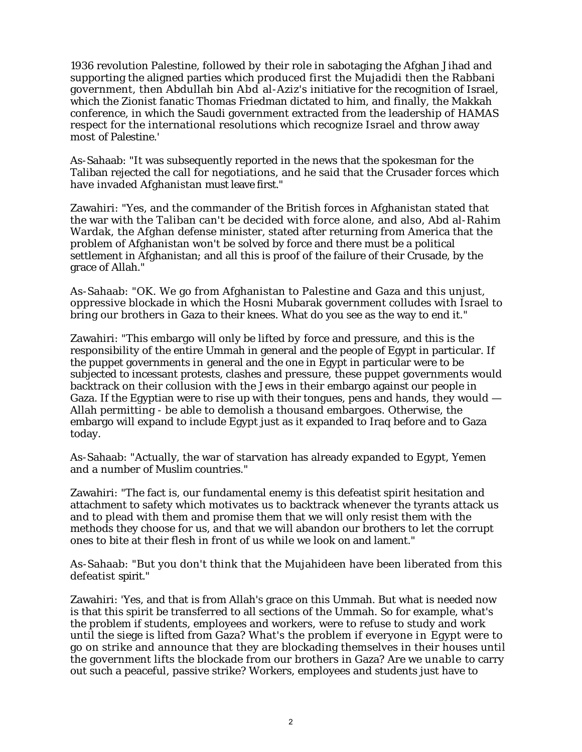1936 revolution Palestine, followed by their role in sabotaging the Afghan Jihad and supporting the aligned parties which produced first the Mujadidi then the Rabbani government, then Abdullah bin Abd al-Aziz's initiative for the recognition of Israel, which the Zionist fanatic Thomas Friedman dictated to him, and finally, the Makkah conference, in which the Saudi government extracted from the leadership of HAMAS respect for the international resolutions which recognize Israel and throw away most of Palestine.'

As-Sahaab: "It was subsequently reported in the news that the spokesman for the Taliban rejected the call for negotiations, and he said that the Crusader forces which have invaded Afghanistan must leave first."

Zawahiri: "Yes, and the commander of the British forces in Afghanistan stated that the war with the Taliban can't be decided with force alone, and also, Abd al-Rahim Wardak, the Afghan defense minister, stated after returning from America that the problem of Afghanistan won't be solved by force and there must be a political settlement in Afghanistan; and all this is proof of the failure of their Crusade, by the grace of Allah."

As-Sahaab: "OK. We go from Afghanistan to Palestine and Gaza and this unjust, oppressive blockade in which the Hosni Mubarak government colludes with Israel to bring our brothers in Gaza to their knees. What do you see as the way to end it."

Zawahiri: "This embargo will only be lifted by force and pressure, and this is the responsibility of the entire Ummah in general and the people of Egypt in particular. If the puppet governments in general and the one in Egypt in particular were to be subjected to incessant protests, clashes and pressure, these puppet governments would backtrack on their collusion with the Jews in their embargo against our people in Gaza. If the Egyptian were to rise up with their tongues, pens and hands, they would — Allah permitting - be able to demolish a thousand embargoes. Otherwise, the embargo will expand to include Egypt just as it expanded to Iraq before and to Gaza today.

As-Sahaab: "Actually, the war of starvation has already expanded to Egypt, Yemen and a number of Muslim countries."

Zawahiri: "The fact is, our fundamental enemy is this defeatist spirit hesitation and attachment to safety which motivates us to backtrack whenever the tyrants attack us and to plead with them and promise them that we will only resist them with the methods they choose for us, and that we will abandon our brothers to let the corrupt ones to bite at their flesh in front of us while we look on and lament."

As-Sahaab: "But you don't think that the Mujahideen have been liberated from this defeatist spirit."

Zawahiri: 'Yes, and that is from Allah's grace on this Ummah. But what is needed now is that this spirit be transferred to all sections of the Ummah. So for example, what's the problem if students, employees and workers, were to refuse to study and work until the siege is lifted from Gaza? What's the problem if everyone in Egypt were to go on strike and announce that they are blockading themselves in their houses until the government lifts the blockade from our brothers in Gaza? Are we unable to carry out such a peaceful, passive strike? Workers, employees and students just have to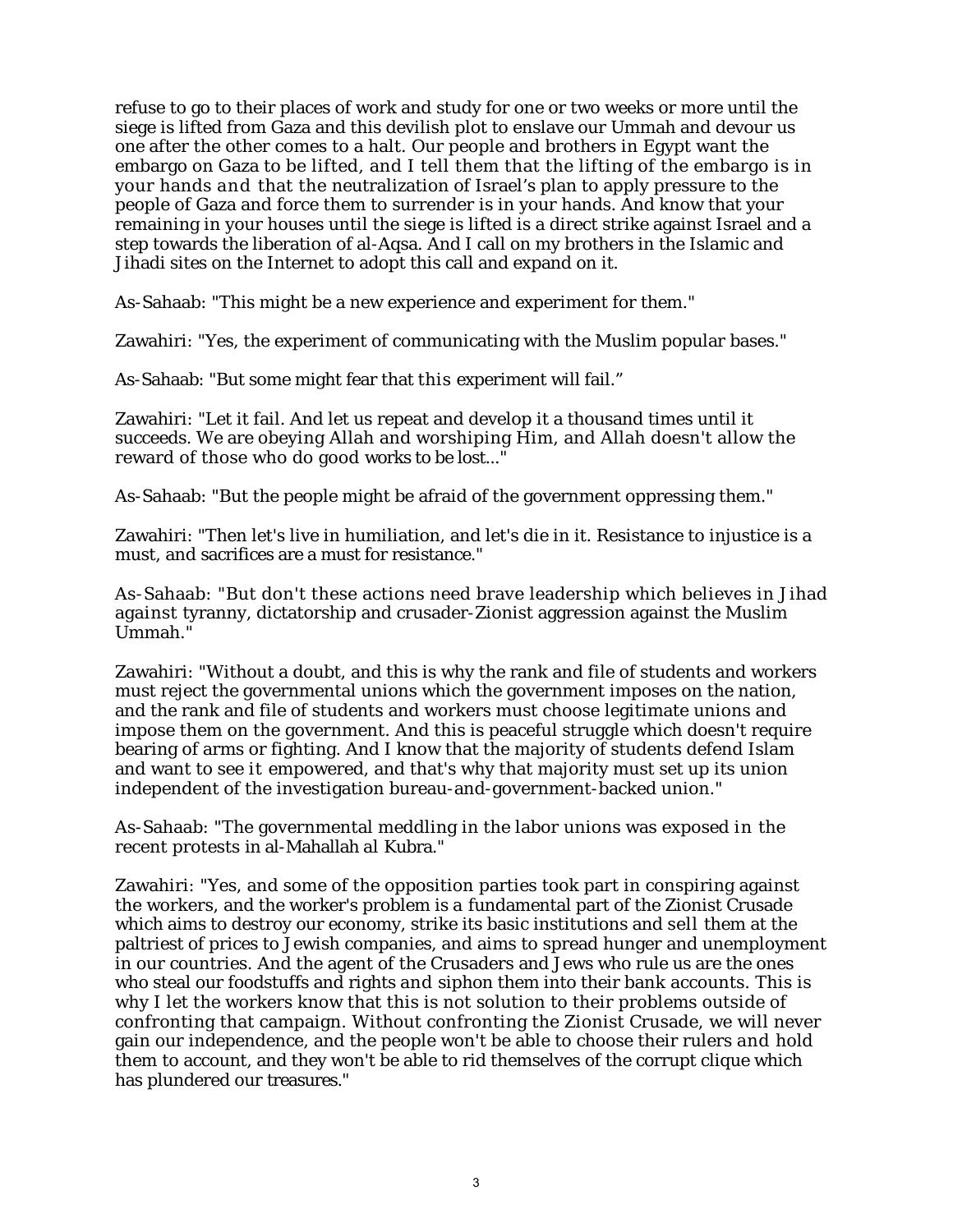refuse to go to their places of work and study for one or two weeks or more until the siege is lifted from Gaza and this devilish plot to enslave our Ummah and devour us one after the other comes to a halt. Our people and brothers in Egypt want the embargo on Gaza to be lifted, and I tell them that the lifting of the embargo is in your hands and that the neutralization of Israel's plan to apply pressure to the people of Gaza and force them to surrender is in your hands. And know that your remaining in your houses until the siege is lifted is a direct strike against Israel and a step towards the liberation of al-Aqsa. And I call on my brothers in the Islamic and Jihadi sites on the Internet to adopt this call and expand on it.

As-Sahaab: "This might be a new experience and experiment for them."

Zawahiri: "Yes, the experiment of communicating with the Muslim popular bases."

As-Sahaab: "But some might fear that this experiment will fail."

Zawahiri: "Let it fail. And let us repeat and develop it a thousand times until it succeeds. We are obeying Allah and worshiping Him, and Allah doesn't allow the reward of those who do good works to be lost..."

As-Sahaab: "But the people might be afraid of the government oppressing them."

Zawahiri: "Then let's live in humiliation, and let's die in it. Resistance to injustice is a must, and sacrifices are a must for resistance."

As-Sahaab: "But don't these actions need brave leadership which believes in Jihad against tyranny, dictatorship and crusader-Zionist aggression against the Muslim Ummah."

Zawahiri: "Without a doubt, and this is why the rank and file of students and workers must reject the governmental unions which the government imposes on the nation, and the rank and file of students and workers must choose legitimate unions and impose them on the government. And this is peaceful struggle which doesn't require bearing of arms or fighting. And I know that the majority of students defend Islam and want to see it empowered, and that's why that majority must set up its union independent of the investigation bureau-and-government-backed union."

As-Sahaab: "The governmental meddling in the labor unions was exposed in the recent protests in al-Mahallah al Kubra."

Zawahiri: "Yes, and some of the opposition parties took part in conspiring against the workers, and the worker's problem is a fundamental part of the Zionist Crusade which aims to destroy our economy, strike its basic institutions and sell them at the paltriest of prices to Jewish companies, and aims to spread hunger and unemployment in our countries. And the agent of the Crusaders and Jews who rule us are the ones who steal our foodstuffs and rights and siphon them into their bank accounts. This is why I let the workers know that this is not solution to their problems outside of confronting that campaign. Without confronting the Zionist Crusade, we will never gain our independence, and the people won't be able to choose their rulers and hold them to account, and they won't be able to rid themselves of the corrupt clique which has plundered our treasures."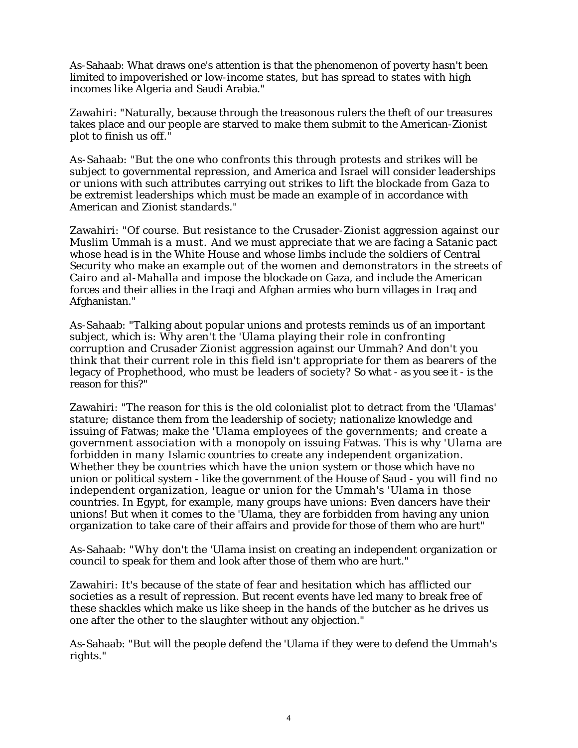As-Sahaab: What draws one's attention is that the phenomenon of poverty hasn't been limited to impoverished or low-income states, but has spread to states with high incomes like Algeria and Saudi Arabia."

Zawahiri: "Naturally, because through the treasonous rulers the theft of our treasures takes place and our people are starved to make them submit to the American-Zionist plot to finish us off."

As-Sahaab: "But the one who confronts this through protests and strikes will be subject to governmental repression, and America and Israel will consider leaderships or unions with such attributes carrying out strikes to lift the blockade from Gaza to be extremist leaderships which must be made an example of in accordance with American and Zionist standards."

Zawahiri: "Of course. But resistance to the Crusader-Zionist aggression against our Muslim Ummah is a must. And we must appreciate that we are facing a Satanic pact whose head is in the White House and whose limbs include the soldiers of Central Security who make an example out of the women and demonstrators in the streets of Cairo and al-Mahalla and impose the blockade on Gaza, and include the American forces and their allies in the Iraqi and Afghan armies who burn villages in Iraq and Afghanistan."

As-Sahaab: "Talking about popular unions and protests reminds us of an important subject, which is: Why aren't the 'Ulama playing their role in confronting corruption and Crusader Zionist aggression against our Ummah? And don't you think that their current role in this field isn't appropriate for them as bearers of the legacy of Prophethood, who must be leaders of society? So what - as you see it - is the reason for this?"

Zawahiri: "The reason for this is the old colonialist plot to detract from the 'Ulamas' stature; distance them from the leadership of society; nationalize knowledge and issuing of Fatwas; make the 'Ulama employees of the governments; and create a government association with a monopoly on issuing Fatwas. This is why 'Ulama are forbidden in many Islamic countries to create any independent organization. Whether they be countries which have the union system or those which have no union or political system - like the government of the House of Saud - you will find no independent organization, league or union for the Ummah's 'Ulama in those countries. In Egypt, for example, many groups have unions: Even dancers have their unions! But when it comes to the 'Ulama, they are forbidden from having any union organization to take care of their affairs and provide for those of them who are hurt"

As-Sahaab: "Why don't the 'Ulama insist on creating an independent organization or council to speak for them and look after those of them who are hurt."

Zawahiri: It's because of the state of fear and hesitation which has afflicted our societies as a result of repression. But recent events have led many to break free of these shackles which make us like sheep in the hands of the butcher as he drives us one after the other to the slaughter without any objection."

As-Sahaab: "But will the people defend the 'Ulama if they were to defend the Ummah's rights."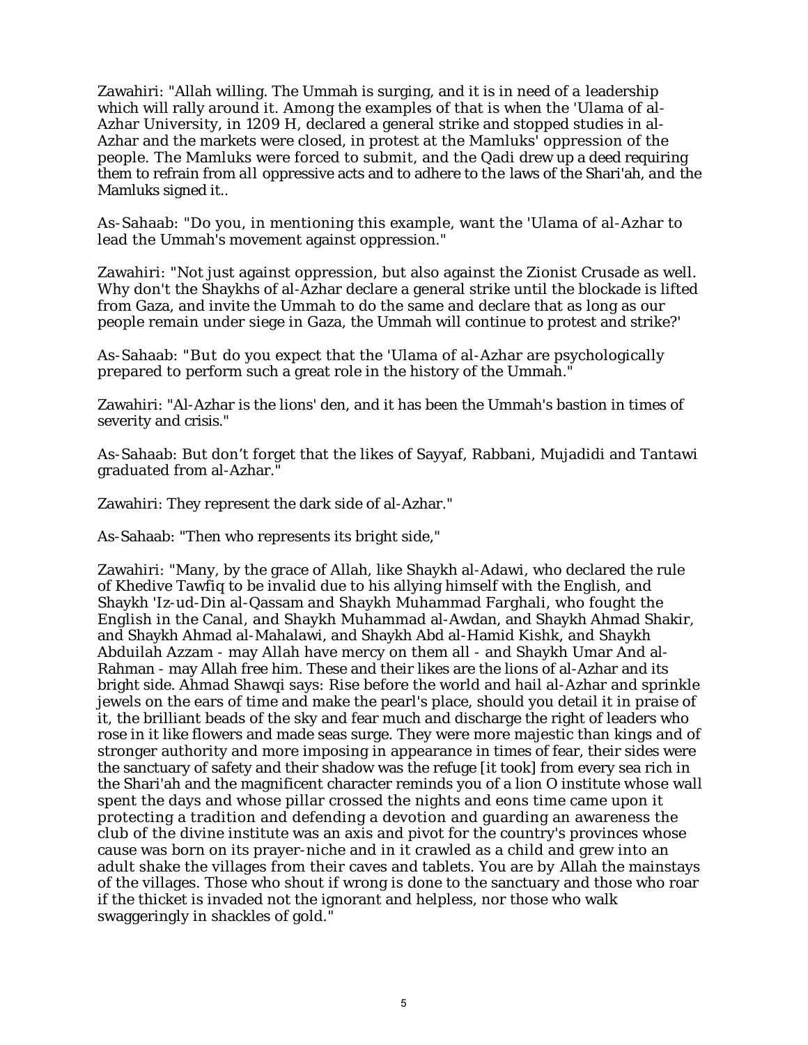Zawahiri: "Allah willing. The Ummah is surging, and it is in need of a leadership which will rally around it. Among the examples of that is when the 'Ulama of al-Azhar University, in 1209 H, declared a general strike and stopped studies in al-Azhar and the markets were closed, in protest at the Mamluks' oppression of the people. The Mamluks were forced to submit, and the Qadi drew up a deed requiring them to refrain from all oppressive acts and to adhere to the laws of the Shari'ah, and the Mamluks signed it..

As-Sahaab: "Do you, in mentioning this example, want the 'Ulama of al-Azhar to lead the Ummah's movement against oppression."

Zawahiri: "Not just against oppression, but also against the Zionist Crusade as well. Why don't the Shaykhs of al-Azhar declare a general strike until the blockade is lifted from Gaza, and invite the Ummah to do the same and declare that as long as our people remain under siege in Gaza, the Ummah will continue to protest and strike?'

As-Sahaab: "But do you expect that the 'Ulama of al-Azhar are psychologically prepared to perform such a great role in the history of the Ummah."

Zawahiri: "Al-Azhar is the lions' den, and it has been the Ummah's bastion in times of severity and crisis."

As-Sahaab: But don't forget that the likes of Sayyaf, Rabbani, Mujadidi and Tantawi graduated from al-Azhar."

Zawahiri: They represent the dark side of al-Azhar."

As-Sahaab: "Then who represents its bright side,"

Zawahiri: "Many, by the grace of Allah, like Shaykh al-Adawi, who declared the rule of Khedive Tawfiq to be invalid due to his allying himself with the English, and Shaykh 'Iz-ud-Din al-Qassam and Shaykh Muhammad Farghali, who fought the English in the Canal, and Shaykh Muhammad al-Awdan, and Shaykh Ahmad Shakir, and Shaykh Ahmad al-Mahalawi, and Shaykh Abd al-Hamid Kishk, and Shaykh Abduilah Azzam - may Allah have mercy on them all - and Shaykh Umar And al-Rahman - may Allah free him. These and their likes are the lions of al-Azhar and its bright side. Ahmad Shawqi says: Rise before the world and hail al-Azhar and sprinkle jewels on the ears of time and make the pearl's place, should you detail it in praise of it, the brilliant beads of the sky and fear much and discharge the right of leaders who rose in it like flowers and made seas surge. They were more majestic than kings and of stronger authority and more imposing in appearance in times of fear, their sides were the sanctuary of safety and their shadow was the refuge [it took] from every sea rich in the Shari'ah and the magnificent character reminds you of a lion O institute whose wall spent the days and whose pillar crossed the nights and eons time came upon it protecting a tradition and defending a devotion and guarding an awareness the club of the divine institute was an axis and pivot for the country's provinces whose cause was born on its prayer-niche and in it crawled as a child and grew into an adult shake the villages from their caves and tablets. You are by Allah the mainstays of the villages. Those who shout if wrong is done to the sanctuary and those who roar if the thicket is invaded not the ignorant and helpless, nor those who walk swaggeringly in shackles of gold."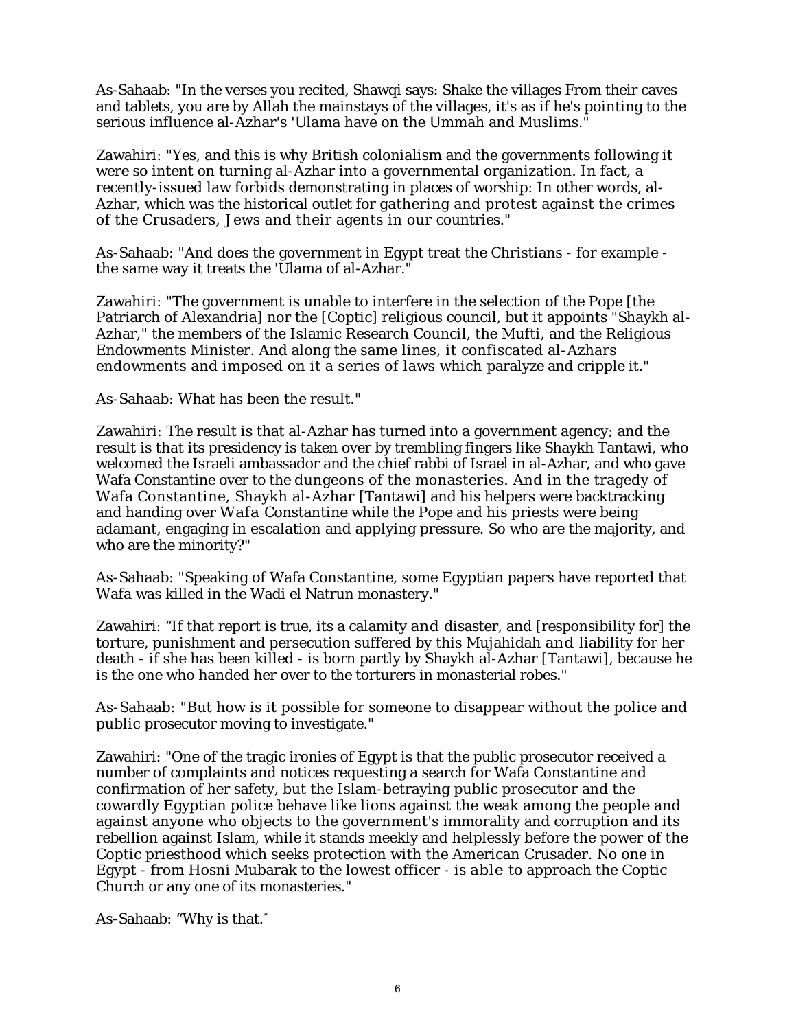As-Sahaab: "In the verses you recited, Shawqi says: Shake the villages From their caves and tablets, you are by Allah the mainstays of the villages, it's as if he's pointing to the serious influence al-Azhar's 'Ulama have on the Ummah and Muslims."

Zawahiri: "Yes, and this is why British colonialism and the governments following it were so intent on turning al-Azhar into a governmental organization. In fact, a recently-issued law forbids demonstrating in places of worship: In other words, al-Azhar, which was the historical outlet for gathering and protest against the crimes of the Crusaders, Jews and their agents in our countries."

As-Sahaab: "And does the government in Egypt treat the Christians - for example - the same way it treats the 'Ulama of al-Azhar."

Zawahiri: "The government is unable to interfere in the selection of the Pope [the Patriarch of Alexandria] nor the [Coptic] religious council, but it appoints "Shaykh al-Azhar," the members of the Islamic Research Council, the Mufti, and the Religious Endowments Minister. And along the same lines, it confiscated al-Azhars endowments and imposed on it a series of laws which paralyze and cripple it."

As-Sahaab: What has been the result."

Zawahiri: The result is that al-Azhar has turned into a government agency; and the result is that its presidency is taken over by trembling fingers like Shaykh Tantawi, who welcomed the Israeli ambassador and the chief rabbi of Israel in al-Azhar, and who gave Wafa Constantine over to the dungeons of the monasteries. And in the tragedy of Wafa Constantine, Shaykh al-Azhar [Tantawi] and his helpers were backtracking and handing over Wafa Constantine while the Pope and his priests were being adamant, engaging in escalation and applying pressure. So who are the majority, and who are the minority?"

As-Sahaab: "Speaking of Wafa Constantine, some Egyptian papers have reported that Wafa was killed in the Wadi el Natrun monastery."

Zawahiri: "If that report is true, its a calamity and disaster, and [responsibility for] the torture, punishment and persecution suffered by this Mujahidah and liability for her death - if she has been killed - is born partly by Shaykh al-Azhar [Tantawi], because he is the one who handed her over to the torturers in monasterial robes."

As-Sahaab: "But how is it possible for someone to disappear without the police and public prosecutor moving to investigate."

Zawahiri: "One of the tragic ironies of Egypt is that the public prosecutor received a number of complaints and notices requesting a search for Wafa Constantine and confirmation of her safety, but the Islam-betraying public prosecutor and the cowardly Egyptian police behave like lions against the weak among the people and against anyone who objects to the government's immorality and corruption and its rebellion against Islam, while it stands meekly and helplessly before the power of the Coptic priesthood which seeks protection with the American Crusader. No one in Egypt - from Hosni Mubarak to the lowest officer - is able to approach the Coptic Church or any one of its monasteries."

As-Sahaab: "Why is that."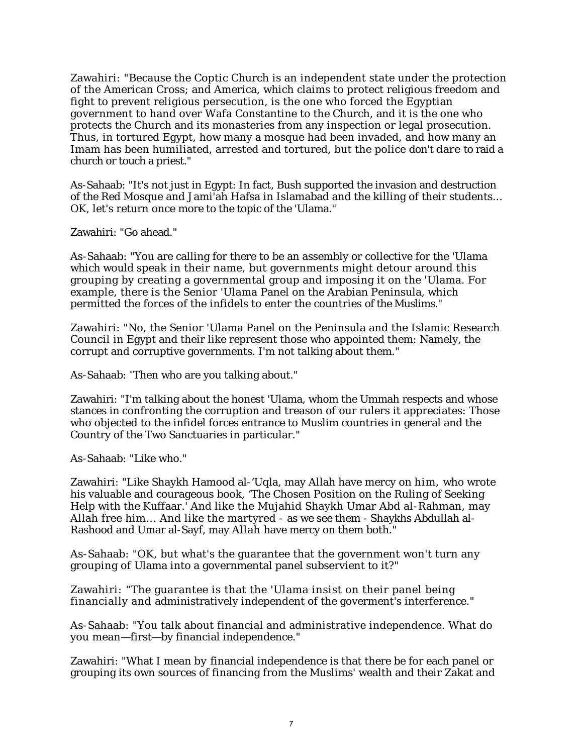Zawahiri: "Because the Coptic Church is an independent state under the protection of the American Cross; and America, which claims to protect religious freedom and fight to prevent religious persecution, is the one who forced the Egyptian government to hand over Wafa Constantine to the Church, and it is the one who protects the Church and its monasteries from any inspection or legal prosecution. Thus, in tortured Egypt, how many a mosque had been invaded, and how many an Imam has been humiliated, arrested and tortured, but the police don't dare to raid a church or touch a priest."

As-Sahaab: "It's not just in Egypt: In fact, Bush supported the invasion and destruction of the Red Mosque and Jami'ah Hafsa in Islamabad and the killing of their students… OK, let's return once more to the topic of the 'Ulama."

Zawahiri: "Go ahead."

As-Sahaab: "You are calling for there to be an assembly or collective for the 'Ulama which would speak in their name, but governments might detour around this grouping by creating a governmental group and imposing it on the 'Ulama. For example, there is the Senior 'Ulama Panel on the Arabian Peninsula, which permitted the forces of the infidels to enter the countries of the Muslims."

Zawahiri: "No, the Senior 'Ulama Panel on the Peninsula and the Islamic Research Council in Egypt and their like represent those who appointed them: Namely, the corrupt and corruptive governments. I'm not talking about them."

As-Sahaab: "Then who are you talking about."

Zawahiri: "I'm talking about the honest 'Ulama, whom the Ummah respects and whose stances in confronting the corruption and treason of our rulers it appreciates: Those who objected to the infidel forces entrance to Muslim countries in general and the Country of the Two Sanctuaries in particular."

As-Sahaab: "Like who."

Zawahiri: "Like Shaykh Hamood al-'Uqla, may Allah have mercy on him, who wrote his valuable and courageous book, 'The Chosen Position on the Ruling of Seeking Help with the Kuffaar.' And like the Mujahid Shaykh Umar Abd al-Rahman, may Allah free him… And like the martyred - as we see them - Shaykhs Abdullah al-Rashood and Umar al-Sayf, may Allah have mercy on them both."

As-Sahaab: "OK, but what's the guarantee that the government won't turn any grouping of Ulama into a governmental panel subservient to it?"

Zawahiri: "The guarantee is that the 'Ulama insist on their panel being financially and administratively independent of the goverment's interference."

As-Sahaab: "You talk about financial and administrative independence. What do you mean—first—by financial independence."

Zawahiri: "What I mean by financial independence is that there be for each panel or grouping its own sources of financing from the Muslims' wealth and their Zakat and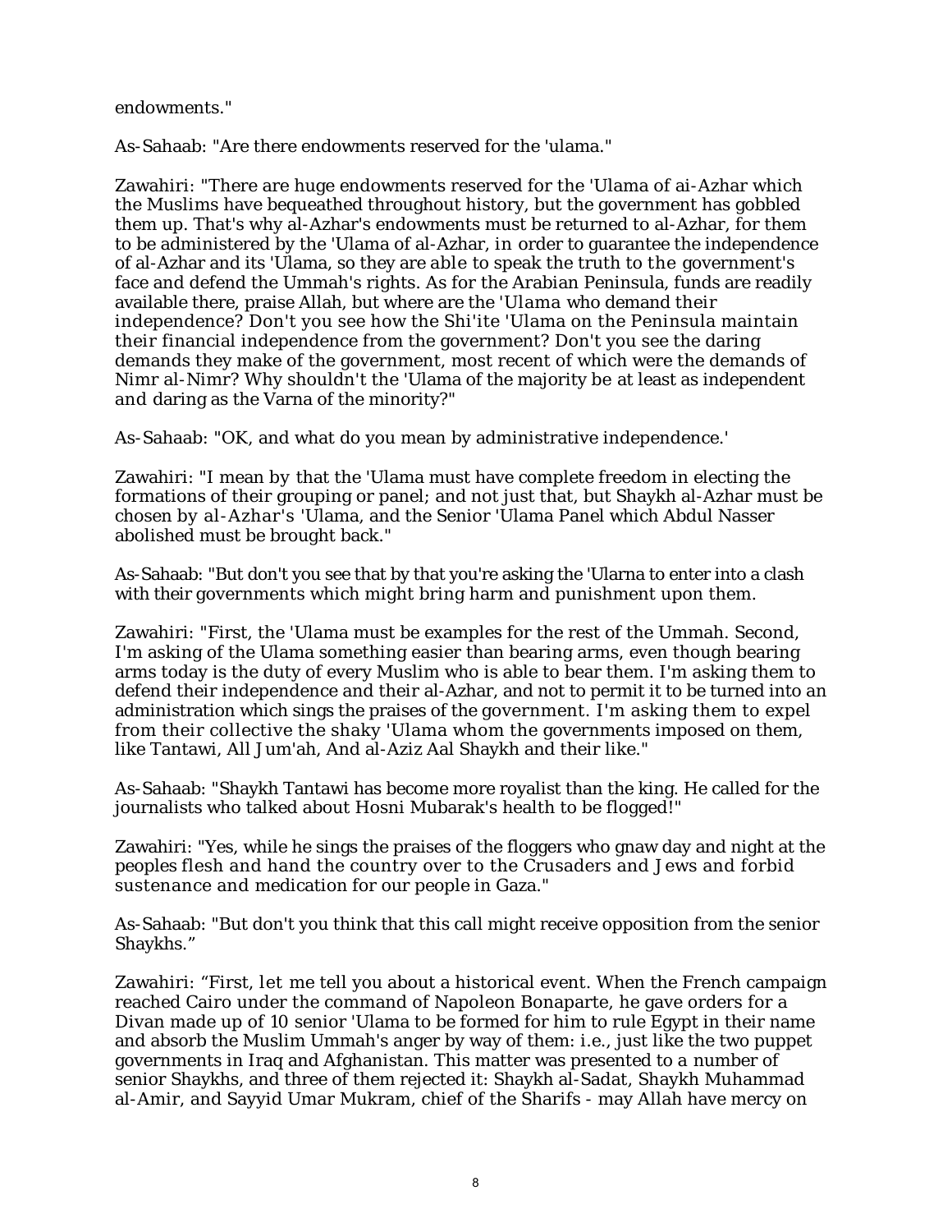endowments."

As-Sahaab: "Are there endowments reserved for the 'ulama."

Zawahiri: "There are huge endowments reserved for the 'Ulama of ai-Azhar which the Muslims have bequeathed throughout history, but the government has gobbled them up. That's why al-Azhar's endowments must be returned to al-Azhar, for them to be administered by the 'Ulama of al-Azhar, in order to guarantee the independence of al-Azhar and its 'Ulama, so they are able to speak the truth to the government's face and defend the Ummah's rights. As for the Arabian Peninsula, funds are readily available there, praise Allah, but where are the 'Ulama who demand their independence? Don't you see how the Shi'ite 'Ulama on the Peninsula maintain their financial independence from the government? Don't you see the daring demands they make of the government, most recent of which were the demands of Nimr al-Nimr? Why shouldn't the 'Ulama of the majority be at least as independent and daring as the Varna of the minority?"

As-Sahaab: "OK, and what do you mean by administrative independence.'

Zawahiri: "I mean by that the 'Ulama must have complete freedom in electing the formations of their grouping or panel; and not just that, but Shaykh al-Azhar must be chosen by al-Azhar's 'Ulama, and the Senior 'Ulama Panel which Abdul Nasser abolished must be brought back."

As-Sahaab: "But don't you see that by that you're asking the 'Ularna to enter into a clash with their governments which might bring harm and punishment upon them.

Zawahiri: "First, the 'Ulama must be examples for the rest of the Ummah. Second, I'm asking of the Ulama something easier than bearing arms, even though bearing arms today is the duty of every Muslim who is able to bear them. I'm asking them to defend their independence and their al-Azhar, and not to permit it to be turned into an administration which sings the praises of the government. I'm asking them to expel from their collective the shaky 'Ulama whom the governments imposed on them, like Tantawi, All Jum'ah, And al-Aziz Aal Shaykh and their like."

As-Sahaab: "Shaykh Tantawi has become more royalist than the king. He called for the journalists who talked about Hosni Mubarak's health to be flogged!"

Zawahiri: "Yes, while he sings the praises of the floggers who gnaw day and night at the peoples flesh and hand the country over to the Crusaders and Jews and forbid sustenance and medication for our people in Gaza."

As-Sahaab: "But don't you think that this call might receive opposition from the senior Shaykhs."

Zawahiri: "First, let me tell you about a historical event. When the French campaign reached Cairo under the command of Napoleon Bonaparte, he gave orders for a Divan made up of 10 senior 'Ulama to be formed for him to rule Egypt in their name and absorb the Muslim Ummah's anger by way of them: i.e., just like the two puppet governments in Iraq and Afghanistan. This matter was presented to a number of senior Shaykhs, and three of them rejected it: Shaykh al-Sadat, Shaykh Muhammad al-Amir, and Sayyid Umar Mukram, chief of the Sharifs - may Allah have mercy on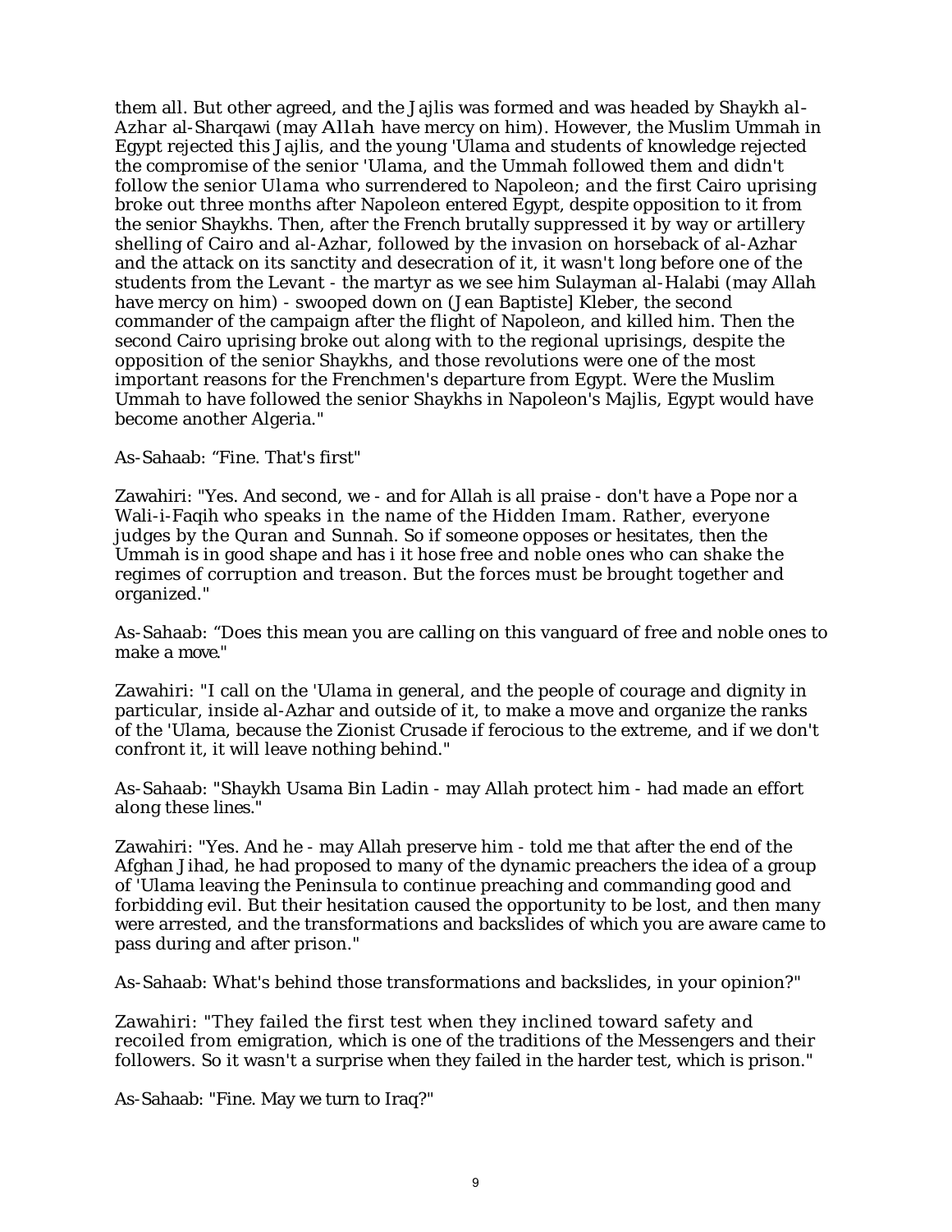them all. But other agreed, and the Jajlis was formed and was headed by Shaykh al-Azhar al-Sharqawi (may Allah have mercy on him). However, the Muslim Ummah in Egypt rejected this Jajlis, and the young 'Ulama and students of knowledge rejected the compromise of the senior 'Ulama, and the Ummah followed them and didn't follow the senior Ulama who surrendered to Napoleon; and the first Cairo uprising broke out three months after Napoleon entered Egypt, despite opposition to it from the senior Shaykhs. Then, after the French brutally suppressed it by way or artillery shelling of Cairo and al-Azhar, followed by the invasion on horseback of al-Azhar and the attack on its sanctity and desecration of it, it wasn't long before one of the students from the Levant - the martyr as we see him Sulayman al-Halabi (may Allah have mercy on him) - swooped down on (Jean Baptiste] Kleber, the second commander of the campaign after the flight of Napoleon, and killed him. Then the second Cairo uprising broke out along with to the regional uprisings, despite the opposition of the senior Shaykhs, and those revolutions were one of the most important reasons for the Frenchmen's departure from Egypt. Were the Muslim Ummah to have followed the senior Shaykhs in Napoleon's Majlis, Egypt would have become another Algeria."

As-Sahaab: "Fine. That's first"

Zawahiri: "Yes. And second, we - and for Allah is all praise - don't have a Pope nor a Wali-i-Faqih who speaks in the name of the Hidden Imam. Rather, everyone judges by the Quran and Sunnah. So if someone opposes or hesitates, then the Ummah is in good shape and has i it hose free and noble ones who can shake the regimes of corruption and treason. But the forces must be brought together and organized."

As-Sahaab: "Does this mean you are calling on this vanguard of free and noble ones to make a move."

Zawahiri: "I call on the 'Ulama in general, and the people of courage and dignity in particular, inside al-Azhar and outside of it, to make a move and organize the ranks of the 'Ulama, because the Zionist Crusade if ferocious to the extreme, and if we don't confront it, it will leave nothing behind."

As-Sahaab: "Shaykh Usama Bin Ladin - may Allah protect him - had made an effort along these lines."

Zawahiri: "Yes. And he - may Allah preserve him - told me that after the end of the Afghan Jihad, he had proposed to many of the dynamic preachers the idea of a group of 'Ulama leaving the Peninsula to continue preaching and commanding good and forbidding evil. But their hesitation caused the opportunity to be lost, and then many were arrested, and the transformations and backslides of which you are aware came to pass during and after prison."

As-Sahaab: What's behind those transformations and backslides, in your opinion?"

Zawahiri: "They failed the first test when they inclined toward safety and recoiled from emigration, which is one of the traditions of the Messengers and their followers. So it wasn't a surprise when they failed in the harder test, which is prison."

As-Sahaab: "Fine. May we turn to Iraq?"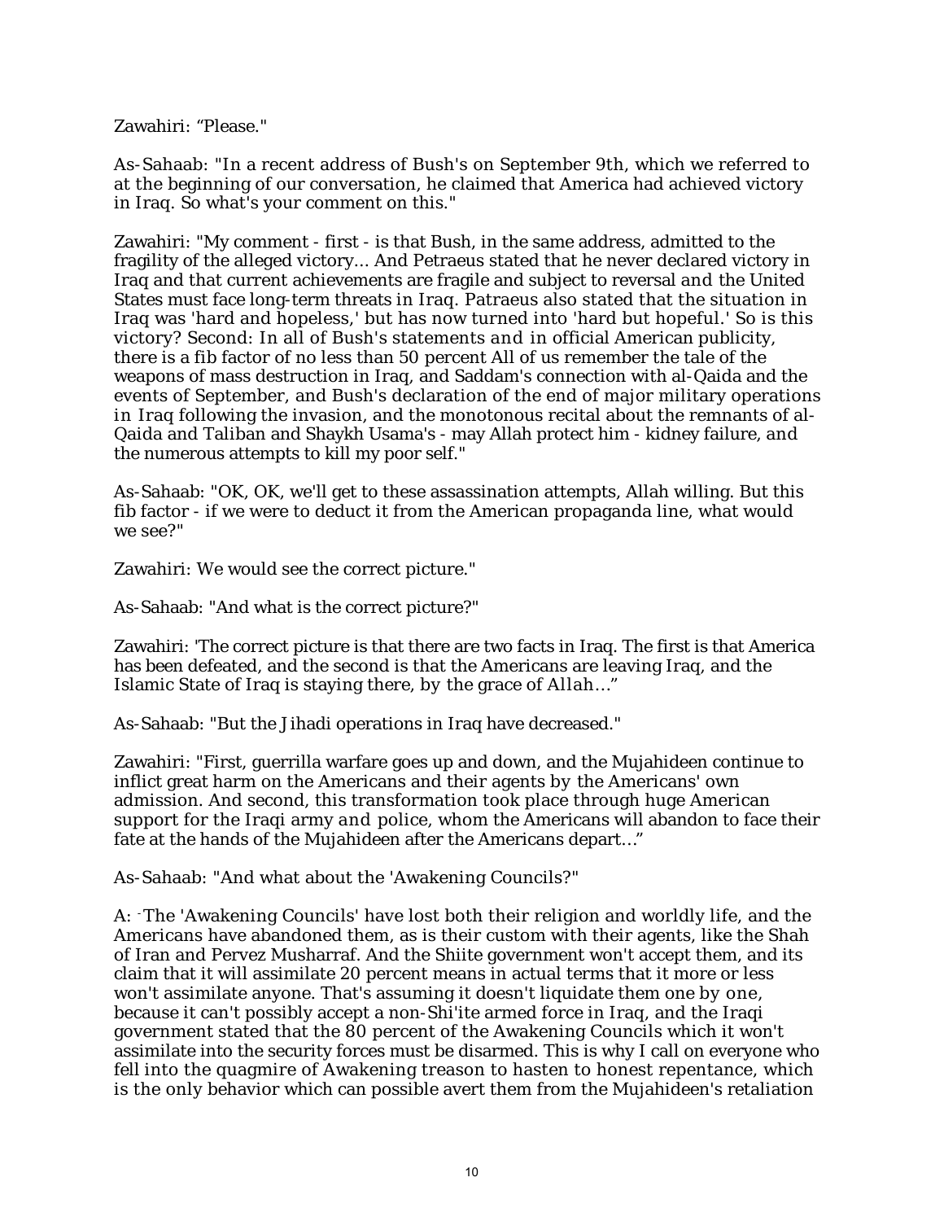Zawahiri: “Please."

As-Sahaab: "In a recent address of Bush's on September 9th, which we referred to at the beginning of our conversation, he claimed that America had achieved victory in Iraq. So what's your comment on this."

Zawahiri: "My comment - first - is that Bush, in the same address, admitted to the fragility of the alleged victory... And Petraeus stated that he never declared victory in Iraq and that current achievements are fragile and subject to reversal and the United States must face long-term threats in Iraq. Patraeus also stated that the situation in Iraq was 'hard and hopeless,' but has now turned into 'hard but hopeful.' So is this victory? Second: In all of Bush's statements and in official American publicity, there is a fib factor of no less than 50 percent All of us remember the tale of the weapons of mass destruction in Iraq, and Saddam's connection with al-Qaida and the events of September, and Bush's declaration of the end of major military operations in Iraq following the invasion, and the monotonous recital about the remnants of al-Qaida and Taliban and Shaykh Usama's - may Allah protect him - kidney failure, and the numerous attempts to kill my poor self."

As-Sahaab: "OK, OK, we'll get to these assassination attempts, Allah willing. But this fib factor - if we were to deduct it from the American propaganda line, what would we see?"

Zawahiri: We would see the correct picture."

As-Sahaab: "And what is the correct picture?"

Zawahiri: 'The correct picture is that there are two facts in Iraq. The first is that America has been defeated, and the second is that the Americans are leaving Iraq, and the Islamic State of Iraq is staying there, by the grace of Allah…”

As-Sahaab: "But the Jihadi operations in Iraq have decreased."

Zawahiri: "First, guerrilla warfare goes up and down, and the Mujahideen continue to inflict great harm on the Americans and their agents by the Americans' own admission. And second, this transformation took place through huge American support for the Iraqi army and police, whom the Americans will abandon to face their fate at the hands of the Mujahideen after the Americans depart…”

As-Sahaab: "And what about the 'Awakening Councils?"

A: - The 'Awakening Councils' have lost both their religion and worldly life, and the Americans have abandoned them, as is their custom with their agents, like the Shah of Iran and Pervez Musharraf. And the Shiite government won't accept them, and its claim that it will assimilate 20 percent means in actual terms that it more or less won't assimilate anyone. That's assuming it doesn't liquidate them one by one, because it can't possibly accept a non-Shi'ite armed force in Iraq, and the Iraqi government stated that the 80 percent of the Awakening Councils which it won't assimilate into the security forces must be disarmed. This is why I call on everyone who fell into the quagmire of Awakening treason to hasten to honest repentance, which is the only behavior which can possible avert them from the Mujahideen's retaliation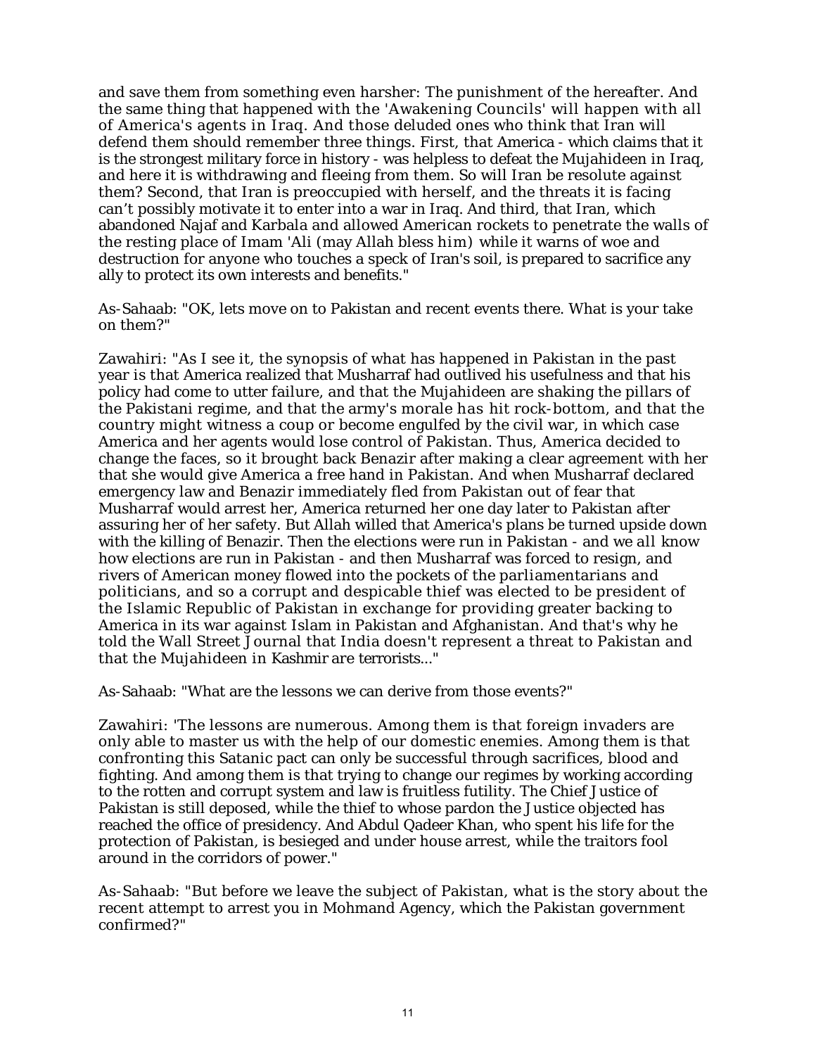and save them from something even harsher: The punishment of the hereafter. And the same thing that happened with the 'Awakening Councils' will happen with all of America's agents in Iraq. And those deluded ones who think that Iran will defend them should remember three things. First, that America - which claims that it is the strongest military force in history - was helpless to defeat the Mujahideen in Iraq, and here it is withdrawing and fleeing from them. So will Iran be resolute against them? Second, that Iran is preoccupied with herself, and the threats it is facing can't possibly motivate it to enter into a war in Iraq. And third, that Iran, which abandoned Najaf and Karbala and allowed American rockets to penetrate the walls of the resting place of Imam 'Ali (may Allah bless him) while it warns of woe and destruction for anyone who touches a speck of Iran's soil, is prepared to sacrifice any ally to protect its own interests and benefits."

As-Sahaab: "OK, lets move on to Pakistan and recent events there. What is your take on them?"

Zawahiri: "As I see it, the synopsis of what has happened in Pakistan in the past year is that America realized that Musharraf had outlived his usefulness and that his policy had come to utter failure, and that the Mujahideen are shaking the pillars of the Pakistani regime, and that the army's morale has hit rock-bottom, and that the country might witness a coup or become engulfed by the civil war, in which case America and her agents would lose control of Pakistan. Thus, America decided to change the faces, so it brought back Benazir after making a clear agreement with her that she would give America a free hand in Pakistan. And when Musharraf declared emergency law and Benazir immediately fled from Pakistan out of fear that Musharraf would arrest her, America returned her one day later to Pakistan after assuring her of her safety. But Allah willed that America's plans be turned upside down with the killing of Benazir. Then the elections were run in Pakistan - and we all know how elections are run in Pakistan - and then Musharraf was forced to resign, and rivers of American money flowed into the pockets of the parliamentarians and politicians, and so a corrupt and despicable thief was elected to be president of the Islamic Republic of Pakistan in exchange for providing greater backing to America in its war against Islam in Pakistan and Afghanistan. And that's why he told the Wall Street Journal that India doesn't represent a threat to Pakistan and that the Mujahideen in Kashmir are terrorists..."

As-Sahaab: "What are the lessons we can derive from those events?"

Zawahiri: 'The lessons are numerous. Among them is that foreign invaders are only able to master us with the help of our domestic enemies. Among them is that confronting this Satanic pact can only be successful through sacrifices, blood and fighting. And among them is that trying to change our regimes by working according to the rotten and corrupt system and law is fruitless futility. The Chief Justice of Pakistan is still deposed, while the thief to whose pardon the Justice objected has reached the office of presidency. And Abdul Qadeer Khan, who spent his life for the protection of Pakistan, is besieged and under house arrest, while the traitors fool around in the corridors of power."

As-Sahaab: "But before we leave the subject of Pakistan, what is the story about the recent attempt to arrest you in Mohmand Agency, which the Pakistan government confirmed?"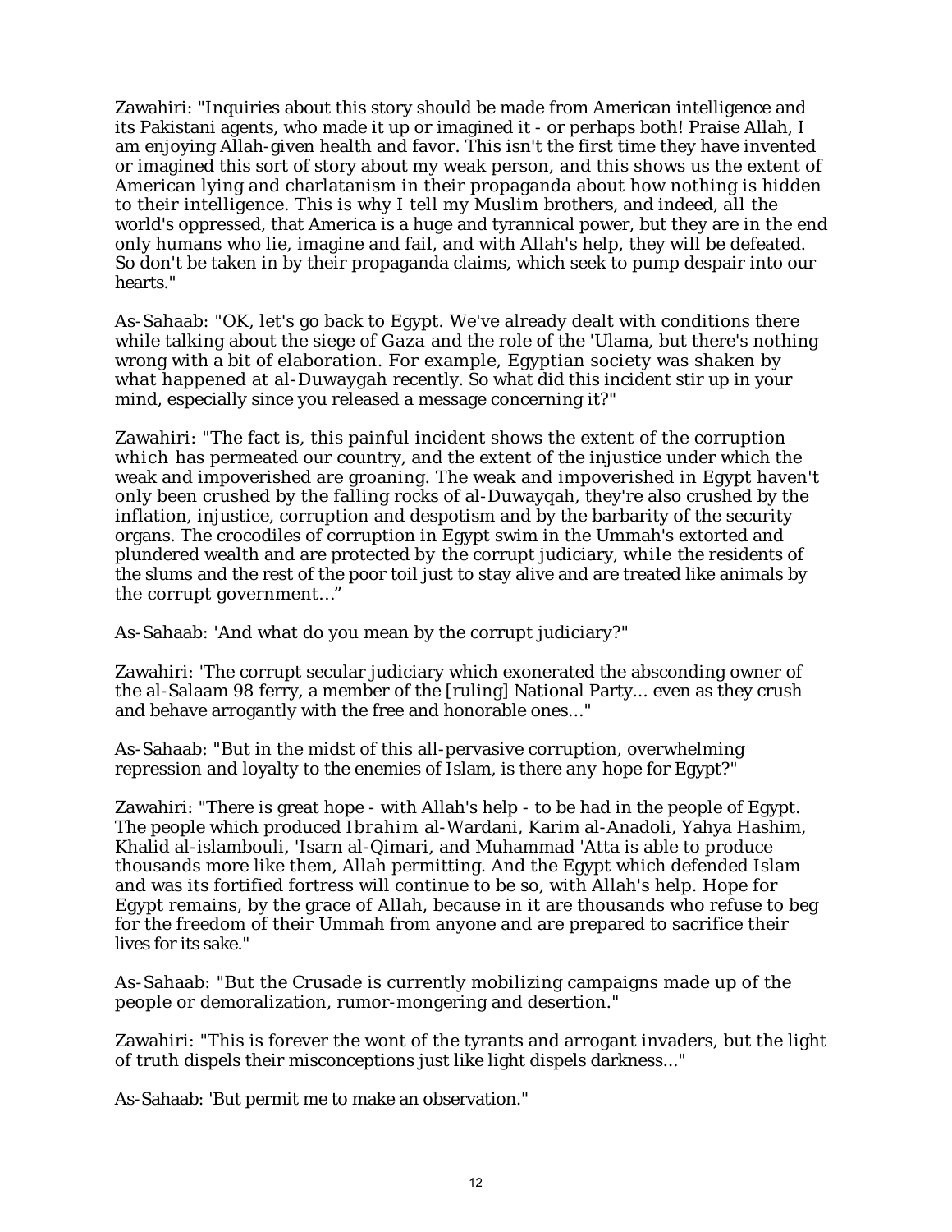Zawahiri: "Inquiries about this story should be made from American intelligence and its Pakistani agents, who made it up or imagined it - or perhaps both! Praise Allah, I am enjoying Allah-given health and favor. This isn't the first time they have invented or imagined this sort of story about my weak person, and this shows us the extent of American lying and charlatanism in their propaganda about how nothing is hidden to their intelligence. This is why I tell my Muslim brothers, and indeed, all the world's oppressed, that America is a huge and tyrannical power, but they are in the end only humans who lie, imagine and fail, and with Allah's help, they will be defeated. So don't be taken in by their propaganda claims, which seek to pump despair into our hearts."

As-Sahaab: "OK, let's go back to Egypt. We've already dealt with conditions there while talking about the siege of Gaza and the role of the 'Ulama, but there's nothing wrong with a bit of elaboration. For example, Egyptian society was shaken by what happened at al-Duwaygah recently. So what did this incident stir up in your mind, especially since you released a message concerning it?"

Zawahiri: "The fact is, this painful incident shows the extent of the corruption which has permeated our country, and the extent of the injustice under which the weak and impoverished are groaning. The weak and impoverished in Egypt haven't only been crushed by the falling rocks of al-Duwayqah, they're also crushed by the inflation, injustice, corruption and despotism and by the barbarity of the security organs. The crocodiles of corruption in Egypt swim in the Ummah's extorted and plundered wealth and are protected by the corrupt judiciary, while the residents of the slums and the rest of the poor toil just to stay alive and are treated like animals by the corrupt government..."

As-Sahaab: 'And what do you mean by the corrupt judiciary?"

Zawahiri: 'The corrupt secular judiciary which exonerated the absconding owner of the al-Salaam 98 ferry, a member of the [ruling] National Party... even as they crush and behave arrogantly with the free and honorable ones..."

As-Sahaab: "But in the midst of this all-pervasive corruption, overwhelming repression and loyalty to the enemies of Islam, is there any hope for Egypt?"

Zawahiri: "There is great hope - with Allah's help - to be had in the people of Egypt. The people which produced Ibrahim al-Wardani, Karim al-Anadoli, Yahya Hashim, Khalid al-islambouli, 'Isarn al-Qimari, and Muhammad 'Atta is able to produce thousands more like them, Allah permitting. And the Egypt which defended Islam and was its fortified fortress will continue to be so, with Allah's help. Hope for Egypt remains, by the grace of Allah, because in it are thousands who refuse to beg for the freedom of their Ummah from anyone and are prepared to sacrifice their lives for its sake."

As-Sahaab: "But the Crusade is currently mobilizing campaigns made up of the people or demoralization, rumor-mongering and desertion."

Zawahiri: "This is forever the wont of the tyrants and arrogant invaders, but the light of truth dispels their misconceptions just like light dispels darkness..."

As-Sahaab: 'But permit me to make an observation."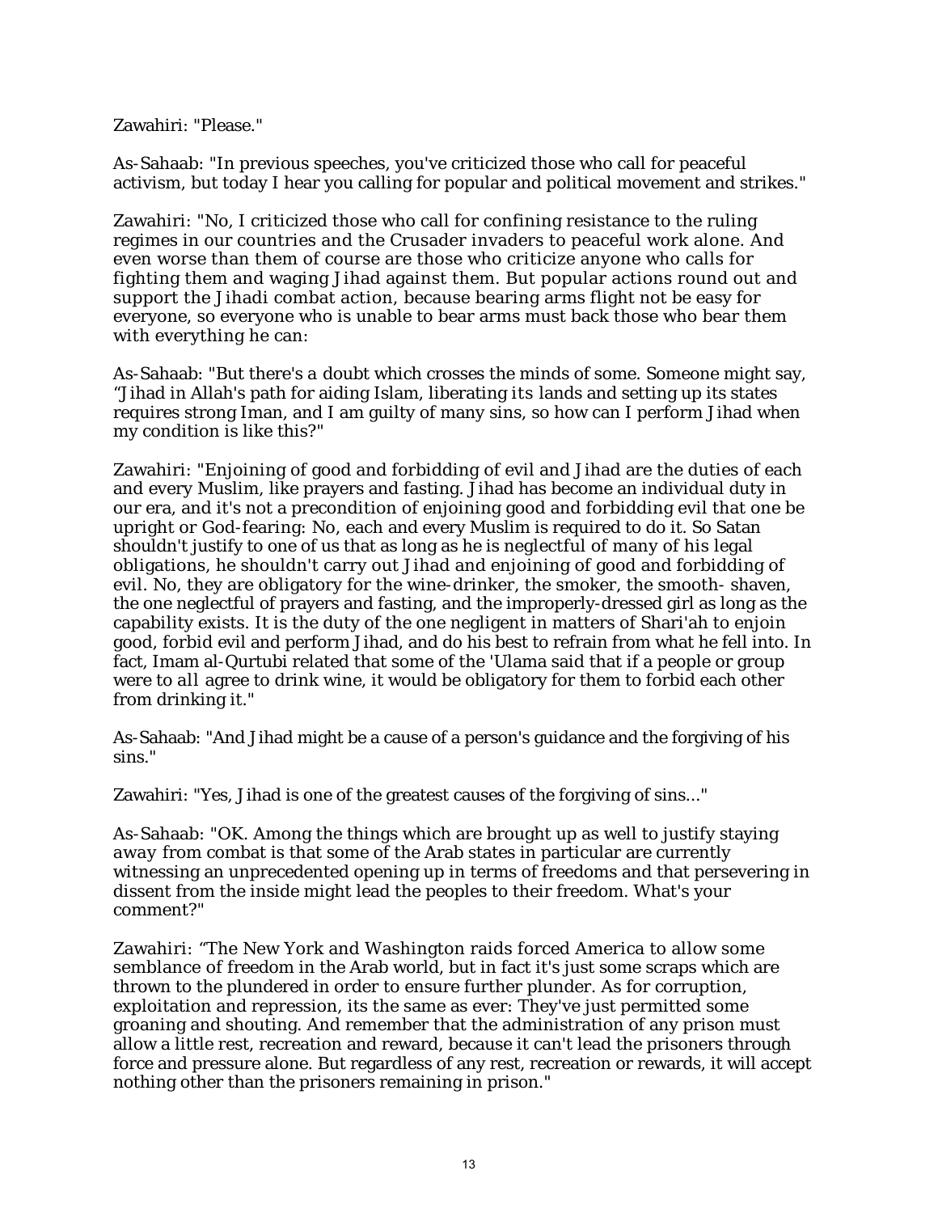Zawahiri: "Please."

As-Sahaab: "In previous speeches, you've criticized those who call for peaceful activism, but today I hear you calling for popular and political movement and strikes."

Zawahiri: "No, I criticized those who call for confining resistance to the ruling regimes in our countries and the Crusader invaders to peaceful work alone. And even worse than them of course are those who criticize anyone who calls for fighting them and waging Jihad against them. But popular actions round out and support the Jihadi combat action, because bearing arms flight not be easy for everyone, so everyone who is unable to bear arms must back those who bear them with everything he can:

As-Sahaab: "But there's a doubt which crosses the minds of some. Someone might say, "Jihad in Allah's path for aiding Islam, liberating its lands and setting up its states requires strong Iman, and I am guilty of many sins, so how can I perform Jihad when my condition is like this?"

Zawahiri: "Enjoining of good and forbidding of evil and Jihad are the duties of each and every Muslim, like prayers and fasting. Jihad has become an individual duty in our era, and it's not a precondition of enjoining good and forbidding evil that one be upright or God-fearing: No, each and every Muslim is required to do it. So Satan shouldn't justify to one of us that as long as he is neglectful of many of his legal obligations, he shouldn't carry out Jihad and enjoining of good and forbidding of evil. No, they are obligatory for the wine-drinker, the smoker, the smooth- shaven, the one neglectful of prayers and fasting, and the improperly-dressed girl as long as the capability exists. It is the duty of the one negligent in matters of Shari'ah to enjoin good, forbid evil and perform Jihad, and do his best to refrain from what he fell into. In fact, Imam al-Qurtubi related that some of the 'Ulama said that if a people or group were to all agree to drink wine, it would be obligatory for them to forbid each other from drinking it."

As-Sahaab: "And Jihad might be a cause of a person's guidance and the forgiving of his sins."

Zawahiri: "Yes, Jihad is one of the greatest causes of the forgiving of sins..."

As-Sahaab: "OK. Among the things which are brought up as well to justify staying away from combat is that some of the Arab states in particular are currently witnessing an unprecedented opening up in terms of freedoms and that persevering in dissent from the inside might lead the peoples to their freedom. What's your comment?"

Zawahiri: "The New York and Washington raids forced America to allow some semblance of freedom in the Arab world, but in fact it's just some scraps which are thrown to the plundered in order to ensure further plunder. As for corruption, exploitation and repression, its the same as ever: They've just permitted some groaning and shouting. And remember that the administration of any prison must allow a little rest, recreation and reward, because it can't lead the prisoners through force and pressure alone. But regardless of any rest, recreation or rewards, it will accept nothing other than the prisoners remaining in prison."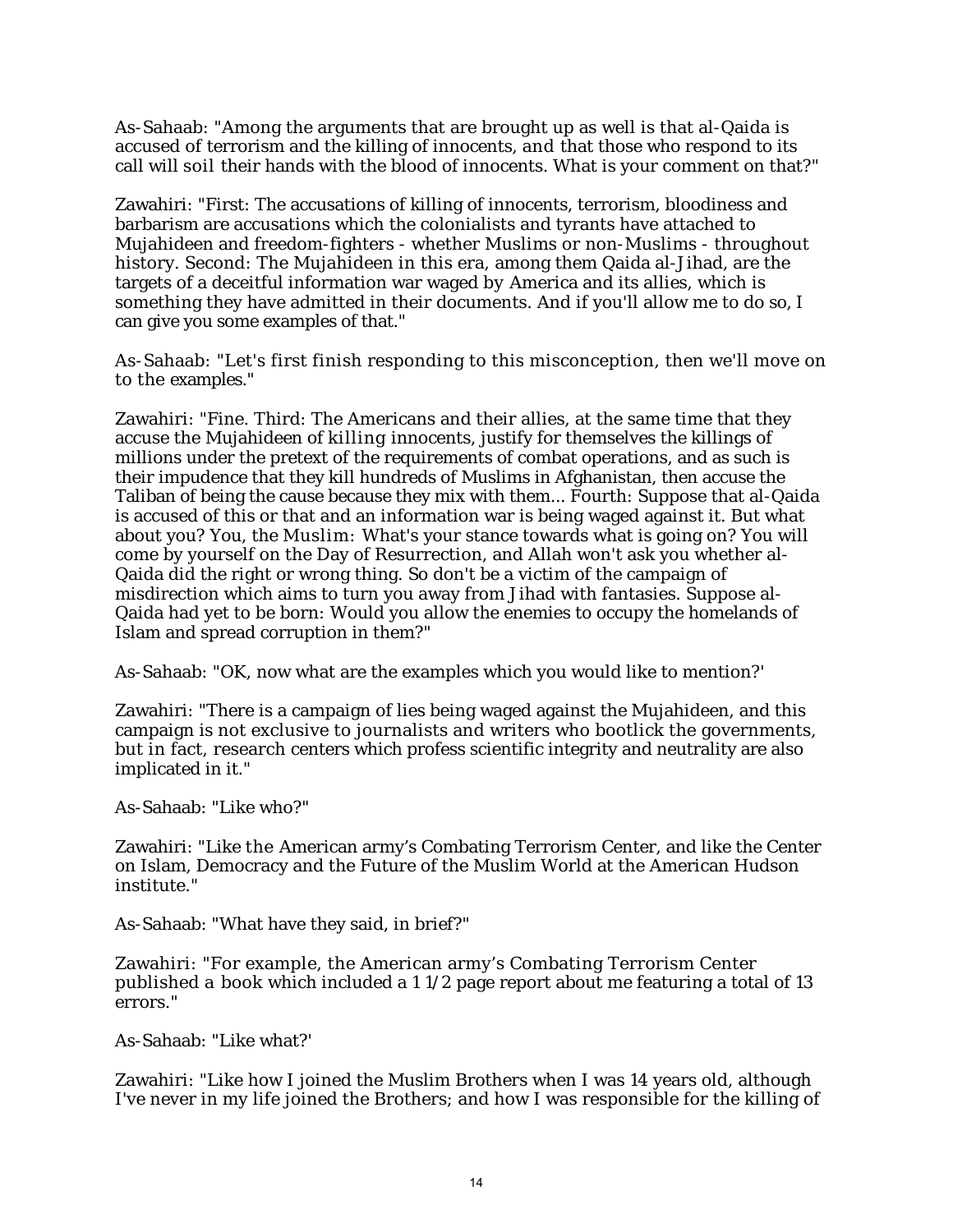As-Sahaab: "Among the arguments that are brought up as well is that al-Qaida is accused of terrorism and the killing of innocents, and that those who respond to its call will soil their hands with the blood of innocents. What is your comment on that?"

Zawahiri: "First: The accusations of killing of innocents, terrorism, bloodiness and barbarism are accusations which the colonialists and tyrants have attached to Mujahideen and freedom-fighters - whether Muslims or non-Muslims - throughout history. Second: The Mujahideen in this era, among them Qaida al-Jihad, are the targets of a deceitful information war waged by America and its allies, which is something they have admitted in their documents. And if you'll allow me to do so, I can give you some examples of that."

As-Sahaab: "Let's first finish responding to this misconception, then we'll move on to the examples."

Zawahiri: "Fine. Third: The Americans and their allies, at the same time that they accuse the Mujahideen of killing innocents, justify for themselves the killings of millions under the pretext of the requirements of combat operations, and as such is their impudence that they kill hundreds of Muslims in Afghanistan, then accuse the Taliban of being the cause because they mix with them... Fourth: Suppose that al-Qaida is accused of this or that and an information war is being waged against it. But what about you? You, the Muslim: What's your stance towards what is going on? You will come by yourself on the Day of Resurrection, and Allah won't ask you whether al-Qaida did the right or wrong thing. So don't be a victim of the campaign of misdirection which aims to turn you away from Jihad with fantasies. Suppose al-Qaida had yet to be born: Would you allow the enemies to occupy the homelands of Islam and spread corruption in them?"

As-Sahaab: "OK, now what are the examples which you would like to mention?'

Zawahiri: "There is a campaign of lies being waged against the Mujahideen, and this campaign is not exclusive to journalists and writers who bootlick the governments, but in fact, research centers which profess scientific integrity and neutrality are also implicated in it."

As-Sahaab: "Like who?"

Zawahiri: "Like the American army's Combating Terrorism Center, and like the Center on Islam, Democracy and the Future of the Muslim World at the American Hudson institute."

As-Sahaab: "What have they said, in brief?"

Zawahiri: "For example, the American army's Combating Terrorism Center published a book which included a 1 1/2 page report about me featuring a total of 13 errors."

As-Sahaab: "Like what?'

Zawahiri: "Like how I joined the Muslim Brothers when I was 14 years old, although I've never in my life joined the Brothers; and how I was responsible for the killing of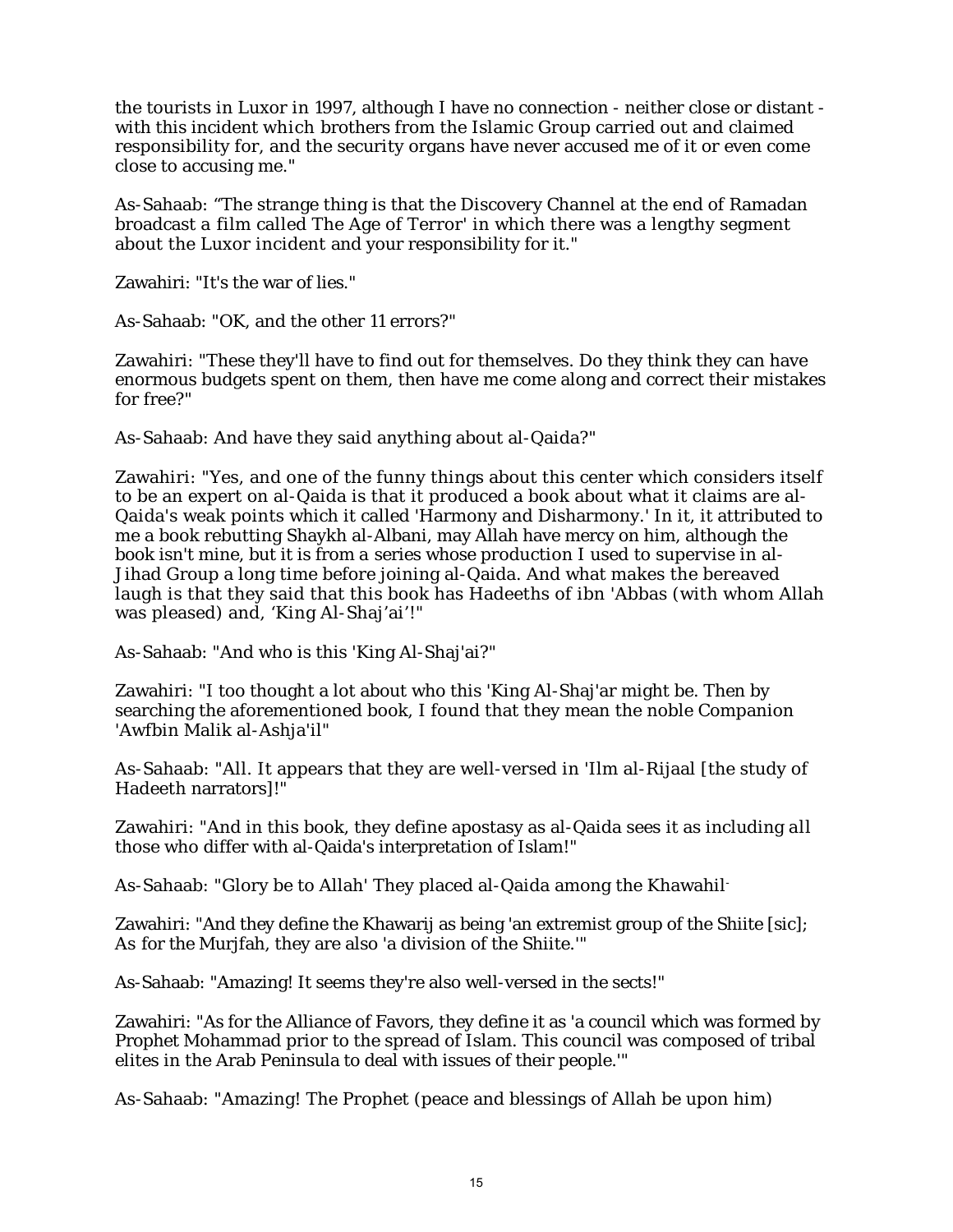the tourists in Luxor in 1997, although I have no connection - neither close or distant - with this incident which brothers from the Islamic Group carried out and claimed responsibility for, and the security organs have never accused me of it or even come close to accusing me."

As-Sahaab: “The strange thing is that the Discovery Channel at the end of Ramadan broadcast a film called The Age of Terror' in which there was a lengthy segment about the Luxor incident and your responsibility for it."

Zawahiri: "It's the war of lies."

As-Sahaab: "OK, and the other 11 errors?"

Zawahiri: "These they'll have to find out for themselves. Do they think they can have enormous budgets spent on them, then have me come along and correct their mistakes for free?"

As-Sahaab: And have they said anything about al-Qaida?"

Zawahiri: "Yes, and one of the funny things about this center which considers itself to be an expert on al-Qaida is that it produced a book about what it claims are al-Qaida's weak points which it called 'Harmony and Disharmony.' In it, it attributed to me a book rebutting Shaykh al-Albani, may Allah have mercy on him, although the book isn't mine, but it is from a series whose production I used to supervise in al-Jihad Group a long time before joining al-Qaida. And what makes the bereaved laugh is that they said that this book has Hadeeths of ibn 'Abbas (with whom Allah was pleased) and, ‘King Al-Shaj’ai’!"

As-Sahaab: "And who is this 'King Al-Shaj'ai?"

Zawahiri: "I too thought a lot about who this 'King Al-Shaj'ar might be. Then by searching the aforementioned book, I found that they mean the noble Companion 'Awfbin Malik al-Ashja'il"

As-Sahaab: "All. It appears that they are well-versed in 'Ilm al-Rijaal [the study of Hadeeth narrators]!"

Zawahiri: "And in this book, they define apostasy as al-Qaida sees it as including all those who differ with al-Qaida's interpretation of Islam!"

As-Sahaab: "Glory be to Allah' They placed al-Qaida among the Khawahil-

Zawahiri: "And they define the Khawarij as being 'an extremist group of the Shiite [sic]; As for the Murjfah, they are also 'a division of the Shiite.'"

As-Sahaab: "Amazing! It seems they're also well-versed in the sects!"

Zawahiri: "As for the Alliance of Favors, they define it as 'a council which was formed by Prophet Mohammad prior to the spread of Islam. This council was composed of tribal elites in the Arab Peninsula to deal with issues of their people.'"

As-Sahaab: "Amazing! The Prophet (peace and blessings of Allah be upon him)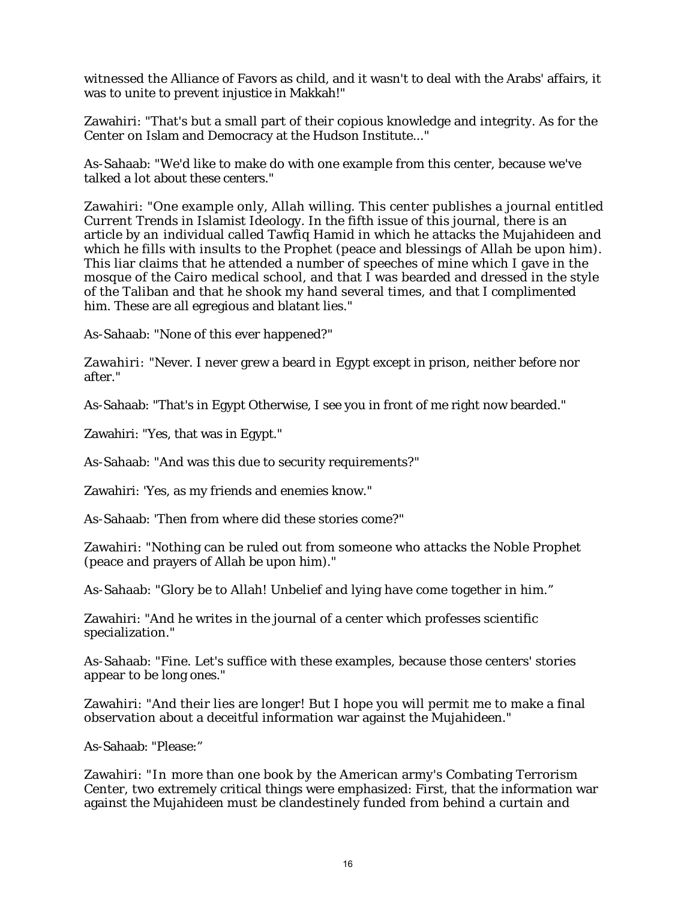witnessed the Alliance of Favors as child, and it wasn't to deal with the Arabs' affairs, it was to unite to prevent injustice in Makkah!"

Zawahiri: "That's but a small part of their copious knowledge and integrity. As for the Center on Islam and Democracy at the Hudson Institute..."

As-Sahaab: "We'd like to make do with one example from this center, because we've talked a lot about these centers."

Zawahiri: "One example only, Allah willing. This center publishes a journal entitled Current Trends in Islamist Ideology. In the fifth issue of this journal, there is an article by an individual called Tawfiq Hamid in which he attacks the Mujahideen and which he fills with insults to the Prophet (peace and blessings of Allah be upon him). This liar claims that he attended a number of speeches of mine which I gave in the mosque of the Cairo medical school, and that I was bearded and dressed in the style of the Taliban and that he shook my hand several times, and that I complimented him. These are all egregious and blatant lies."

As-Sahaab: "None of this ever happened?"

Zawahiri: "Never. I never grew a beard in Egypt except in prison, neither before nor after."

As-Sahaab: "That's in Egypt Otherwise, I see you in front of me right now bearded."

Zawahiri: "Yes, that was in Egypt."

As-Sahaab: "And was this due to security requirements?"

Zawahiri: 'Yes, as my friends and enemies know."

As-Sahaab: 'Then from where did these stories come?"

Zawahiri: "Nothing can be ruled out from someone who attacks the Noble Prophet (peace and prayers of Allah be upon him)."

As-Sahaab: "Glory be to Allah! Unbelief and lying have come together in him."

Zawahiri: "And he writes in the journal of a center which professes scientific specialization."

As-Sahaab: "Fine. Let's suffice with these examples, because those centers' stories appear to be long ones."

Zawahiri: "And their lies are longer! But I hope you will permit me to make a final observation about a deceitful information war against the Mujahideen."

As-Sahaab: "Please:"

Zawahiri: "In more than one book by the American army's Combating Terrorism Center, two extremely critical things were emphasized: First, that the information war against the Mujahideen must be clandestinely funded from behind a curtain and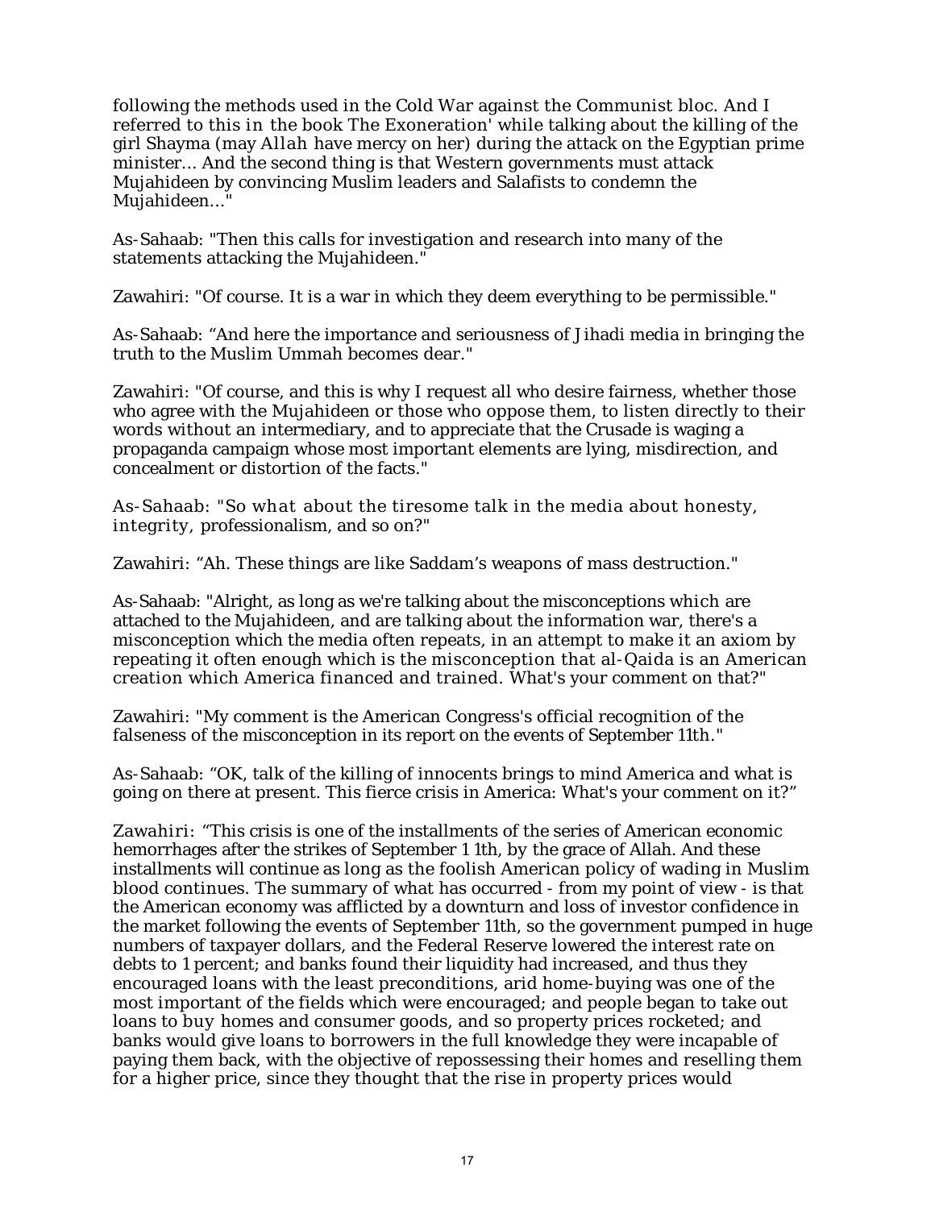following the methods used in the Cold War against the Communist bloc. And I referred to this in the book The Exoneration' while talking about the killing of the girl Shayma (may Allah have mercy on her) during the attack on the Egyptian prime minister... And the second thing is that Western governments must attack Mujahideen by convincing Muslim leaders and Salafists to condemn the Mujahideen..."

As-Sahaab: "Then this calls for investigation and research into many of the statements attacking the Mujahideen."

Zawahiri: "Of course. It is a war in which they deem everything to be permissible."

As-Sahaab: "And here the importance and seriousness of Jihadi media in bringing the truth to the Muslim Ummah becomes dear."

Zawahiri: "Of course, and this is why I request all who desire fairness, whether those who agree with the Mujahideen or those who oppose them, to listen directly to their words without an intermediary, and to appreciate that the Crusade is waging a propaganda campaign whose most important elements are lying, misdirection, and concealment or distortion of the facts."

As-Sahaab: "So what about the tiresome talk in the media about honesty, integrity, professionalism, and so on?"

Zawahiri: "Ah. These things are like Saddam's weapons of mass destruction."

As-Sahaab: "Alright, as long as we're talking about the misconceptions which are attached to the Mujahideen, and are talking about the information war, there's a misconception which the media often repeats, in an attempt to make it an axiom by repeating it often enough which is the misconception that al-Qaida is an American creation which America financed and trained. What's your comment on that?"

Zawahiri: "My comment is the American Congress's official recognition of the falseness of the misconception in its report on the events of September 11th."

As-Sahaab: "OK, talk of the killing of innocents brings to mind America and what is going on there at present. This fierce crisis in America: What's your comment on it?"

Zawahiri: "This crisis is one of the installments of the series of American economic hemorrhages after the strikes of September 1 1th, by the grace of Allah. And these installments will continue as long as the foolish American policy of wading in Muslim blood continues. The summary of what has occurred - from my point of view - is that the American economy was afflicted by a downturn and loss of investor confidence in the market following the events of September 11th, so the government pumped in huge numbers of taxpayer dollars, and the Federal Reserve lowered the interest rate on debts to 1 percent; and banks found their liquidity had increased, and thus they encouraged loans with the least preconditions, arid home-buying was one of the most important of the fields which were encouraged; and people began to take out loans to buy homes and consumer goods, and so property prices rocketed; and banks would give loans to borrowers in the full knowledge they were incapable of paying them back, with the objective of repossessing their homes and reselling them for a higher price, since they thought that the rise in property prices would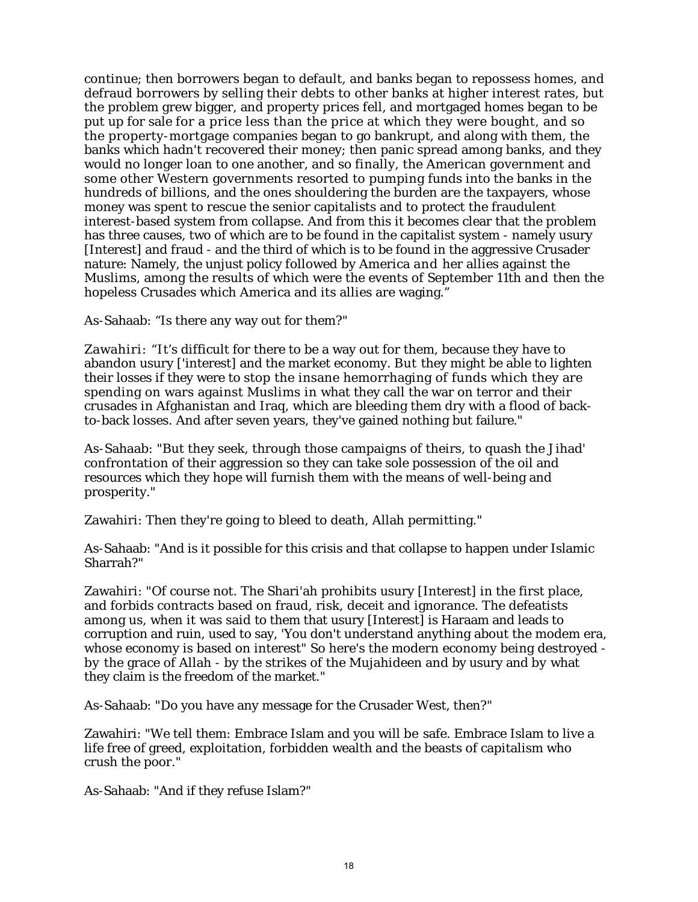continue; then borrowers began to default, and banks began to repossess homes, and defraud borrowers by selling their debts to other banks at higher interest rates, but the problem grew bigger, and property prices fell, and mortgaged homes began to be put up for sale for a price less than the price at which they were bought, and so the property-mortgage companies began to go bankrupt, and along with them, the banks which hadn't recovered their money; then panic spread among banks, and they would no longer loan to one another, and so finally, the American government and some other Western governments resorted to pumping funds into the banks in the hundreds of billions, and the ones shouldering the burden are the taxpayers, whose money was spent to rescue the senior capitalists and to protect the fraudulent interest-based system from collapse. And from this it becomes clear that the problem has three causes, two of which are to be found in the capitalist system - namely usury [Interest] and fraud - and the third of which is to be found in the aggressive Crusader nature: Namely, the unjust policy followed by America and her allies against the Muslims, among the results of which were the events of September 11th and then the hopeless Crusades which America and its allies are waging."

As-Sahaab: "Is there any way out for them?"

Zawahiri: "It's difficult for there to be a way out for them, because they have to abandon usury ['interest] and the market economy. But they might be able to lighten their losses if they were to stop the insane hemorrhaging of funds which they are spending on wars against Muslims in what they call the war on terror and their crusades in Afghanistan and Iraq, which are bleeding them dry with a flood of back-to-back losses. And after seven years, they've gained nothing but failure."

As-Sahaab: "But they seek, through those campaigns of theirs, to quash the Jihad' confrontation of their aggression so they can take sole possession of the oil and resources which they hope will furnish them with the means of well-being and prosperity."

Zawahiri: Then they're going to bleed to death, Allah permitting."

As-Sahaab: "And is it possible for this crisis and that collapse to happen under Islamic Sharrah?"

Zawahiri: "Of course not. The Shari'ah prohibits usury [Interest] in the first place, and forbids contracts based on fraud, risk, deceit and ignorance. The defeatists among us, when it was said to them that usury [Interest] is Haraam and leads to corruption and ruin, used to say, 'You don't understand anything about the modem era, whose economy is based on interest" So here's the modern economy being destroyed - by the grace of Allah - by the strikes of the Mujahideen and by usury and by what they claim is the freedom of the market."

As-Sahaab: "Do you have any message for the Crusader West, then?"

Zawahiri: "We tell them: Embrace Islam and you will be safe. Embrace Islam to live a life free of greed, exploitation, forbidden wealth and the beasts of capitalism who crush the poor."

As-Sahaab: "And if they refuse Islam?"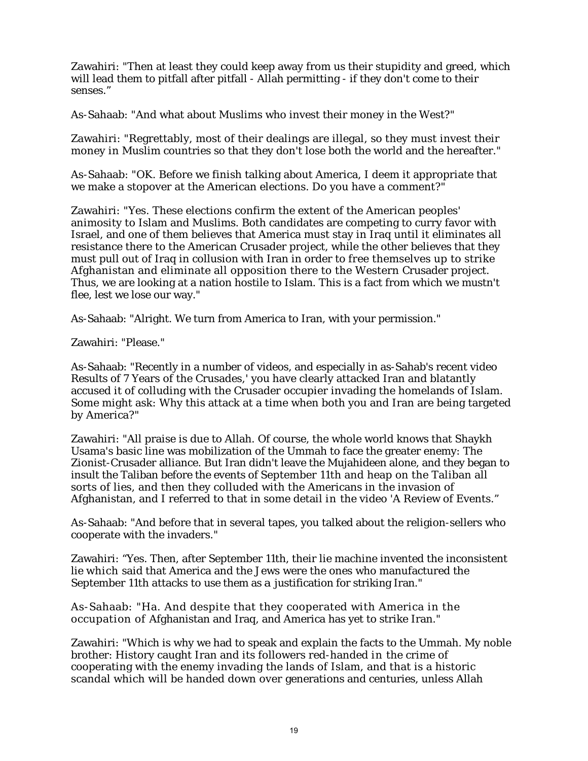Zawahiri: "Then at least they could keep away from us their stupidity and greed, which will lead them to pitfall after pitfall - Allah permitting - if they don't come to their senses."

As-Sahaab: "And what about Muslims who invest their money in the West?"

Zawahiri: "Regrettably, most of their dealings are illegal, so they must invest their money in Muslim countries so that they don't lose both the world and the hereafter."

As-Sahaab: "OK. Before we finish talking about America, I deem it appropriate that we make a stopover at the American elections. Do you have a comment?"

Zawahiri: "Yes. These elections confirm the extent of the American peoples' animosity to Islam and Muslims. Both candidates are competing to curry favor with Israel, and one of them believes that America must stay in Iraq until it eliminates all resistance there to the American Crusader project, while the other believes that they must pull out of Iraq in collusion with Iran in order to free themselves up to strike Afghanistan and eliminate all opposition there to the Western Crusader project. Thus, we are looking at a nation hostile to Islam. This is a fact from which we mustn't flee, lest we lose our way."

As-Sahaab: "Alright. We turn from America to Iran, with your permission."

Zawahiri: "Please."

As-Sahaab: "Recently in a number of videos, and especially in as-Sahab's recent video Results of 7 Years of the Crusades,' you have clearly attacked Iran and blatantly accused it of colluding with the Crusader occupier invading the homelands of Islam. Some might ask: Why this attack at a time when both you and Iran are being targeted by America?"

Zawahiri: "All praise is due to Allah. Of course, the whole world knows that Shaykh Usama's basic line was mobilization of the Ummah to face the greater enemy: The Zionist-Crusader alliance. But Iran didn't leave the Mujahideen alone, and they began to insult the Taliban before the events of September 11th and heap on the Taliban all sorts of lies, and then they colluded with the Americans in the invasion of Afghanistan, and I referred to that in some detail in the video 'A Review of Events."

As-Sahaab: "And before that in several tapes, you talked about the religion-sellers who cooperate with the invaders."

Zawahiri: "Yes. Then, after September 11th, their lie machine invented the inconsistent lie which said that America and the Jews were the ones who manufactured the September 11th attacks to use them as a justification for striking Iran."

As-Sahaab: "Ha. And despite that they cooperated with America in the occupation of Afghanistan and Iraq, and America has yet to strike Iran."

Zawahiri: "Which is why we had to speak and explain the facts to the Ummah. My noble brother: History caught Iran and its followers red-handed in the crime of cooperating with the enemy invading the lands of Islam, and that is a historic scandal which will be handed down over generations and centuries, unless Allah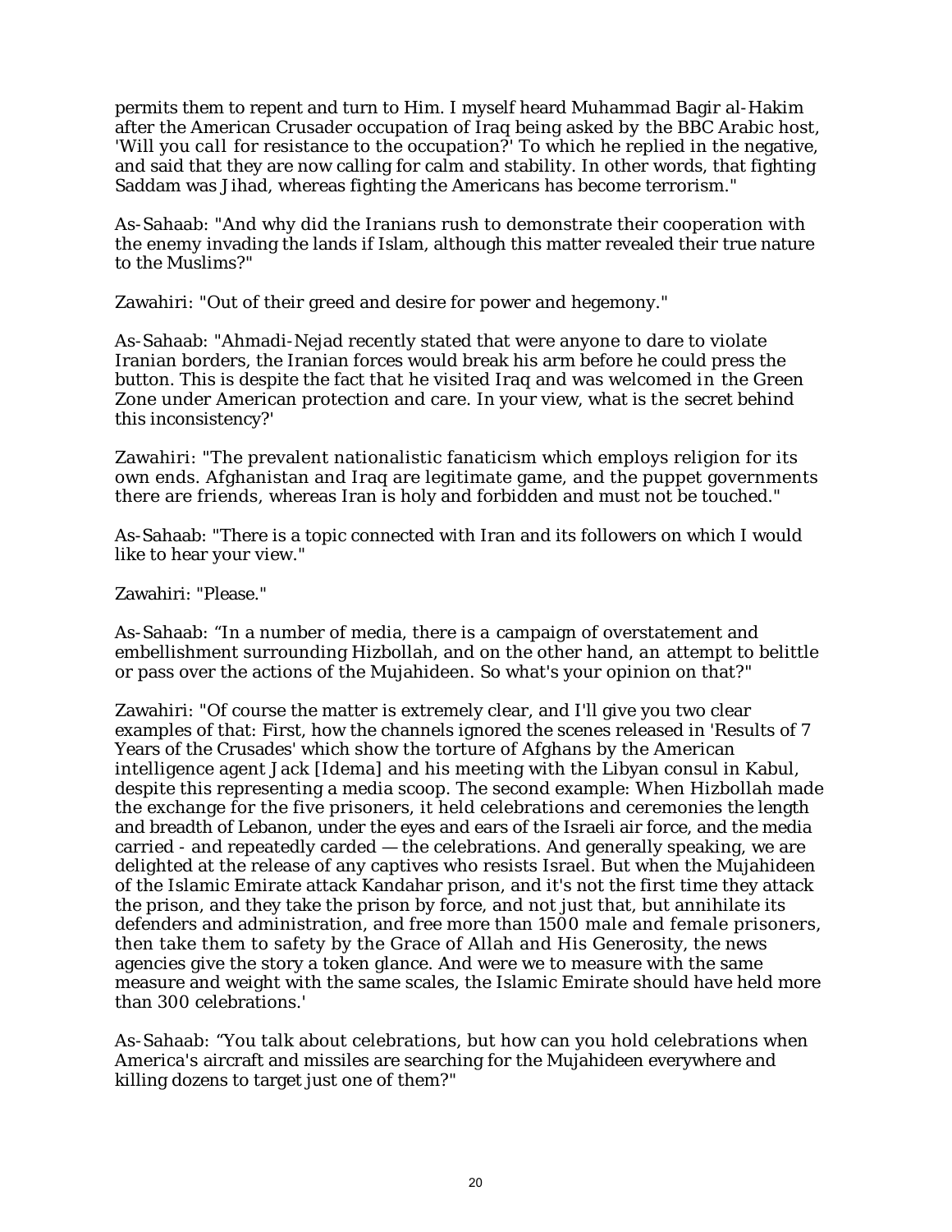permits them to repent and turn to Him. I myself heard Muhammad Bagir al-Hakim after the American Crusader occupation of Iraq being asked by the BBC Arabic host, 'Will you call for resistance to the occupation?' To which he replied in the negative, and said that they are now calling for calm and stability. In other words, that fighting Saddam was Jihad, whereas fighting the Americans has become terrorism."

As-Sahaab: "And why did the Iranians rush to demonstrate their cooperation with the enemy invading the lands if Islam, although this matter revealed their true nature to the Muslims?"

Zawahiri: "Out of their greed and desire for power and hegemony."

As-Sahaab: "Ahmadi-Nejad recently stated that were anyone to dare to violate Iranian borders, the Iranian forces would break his arm before he could press the button. This is despite the fact that he visited Iraq and was welcomed in the Green Zone under American protection and care. In your view, what is the secret behind this inconsistency?'

Zawahiri: "The prevalent nationalistic fanaticism which employs religion for its own ends. Afghanistan and Iraq are legitimate game, and the puppet governments there are friends, whereas Iran is holy and forbidden and must not be touched."

As-Sahaab: "There is a topic connected with Iran and its followers on which I would like to hear your view."

Zawahiri: "Please."

As-Sahaab: "In a number of media, there is a campaign of overstatement and embellishment surrounding Hizbollah, and on the other hand, an attempt to belittle or pass over the actions of the Mujahideen. So what's your opinion on that?"

Zawahiri: "Of course the matter is extremely clear, and I'll give you two clear examples of that: First, how the channels ignored the scenes released in 'Results of 7 Years of the Crusades' which show the torture of Afghans by the American intelligence agent Jack [Idema] and his meeting with the Libyan consul in Kabul, despite this representing a media scoop. The second example: When Hizbollah made the exchange for the five prisoners, it held celebrations and ceremonies the length and breadth of Lebanon, under the eyes and ears of the Israeli air force, and the media carried - and repeatedly carded — the celebrations. And generally speaking, we are delighted at the release of any captives who resists Israel. But when the Mujahideen of the Islamic Emirate attack Kandahar prison, and it's not the first time they attack the prison, and they take the prison by force, and not just that, but annihilate its defenders and administration, and free more than 1500 male and female prisoners, then take them to safety by the Grace of Allah and His Generosity, the news agencies give the story a token glance. And were we to measure with the same measure and weight with the same scales, the Islamic Emirate should have held more than 300 celebrations.'

As-Sahaab: "You talk about celebrations, but how can you hold celebrations when America's aircraft and missiles are searching for the Mujahideen everywhere and killing dozens to target just one of them?"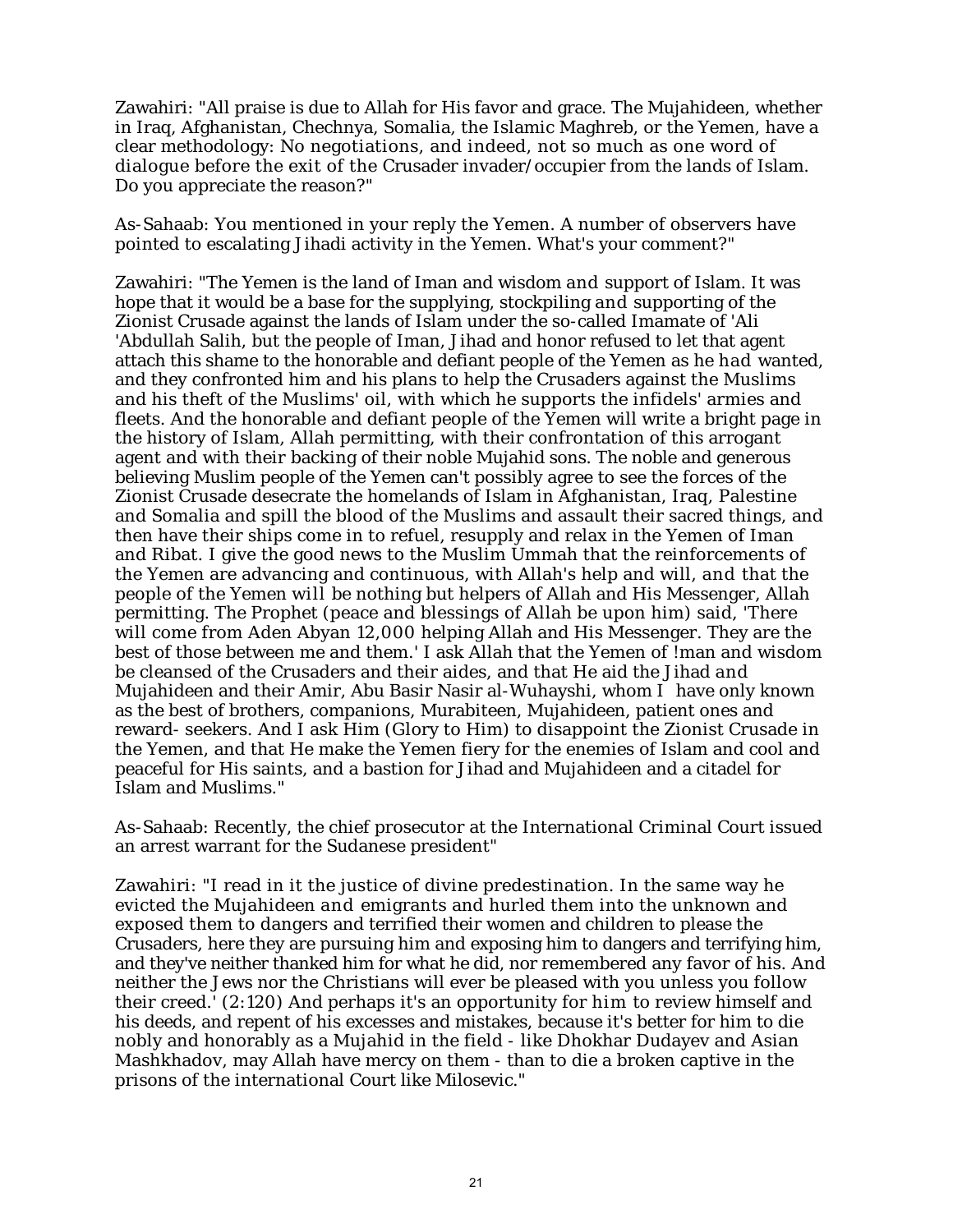Zawahiri: "All praise is due to Allah for His favor and grace. The Mujahideen, whether in Iraq, Afghanistan, Chechnya, Somalia, the Islamic Maghreb, or the Yemen, have a clear methodology: No negotiations, and indeed, not so much as one word of dialogue before the exit of the Crusader invader/occupier from the lands of Islam. Do you appreciate the reason?"

As-Sahaab: You mentioned in your reply the Yemen. A number of observers have pointed to escalating Jihadi activity in the Yemen. What's your comment?"

Zawahiri: "The Yemen is the land of Iman and wisdom and support of Islam. It was hope that it would be a base for the supplying, stockpiling and supporting of the Zionist Crusade against the lands of Islam under the so-called Imamate of 'Ali 'Abdullah Salih, but the people of Iman, Jihad and honor refused to let that agent attach this shame to the honorable and defiant people of the Yemen as he had wanted, and they confronted him and his plans to help the Crusaders against the Muslims and his theft of the Muslims' oil, with which he supports the infidels' armies and fleets. And the honorable and defiant people of the Yemen will write a bright page in the history of Islam, Allah permitting, with their confrontation of this arrogant agent and with their backing of their noble Mujahid sons. The noble and generous believing Muslim people of the Yemen can't possibly agree to see the forces of the Zionist Crusade desecrate the homelands of Islam in Afghanistan, Iraq, Palestine and Somalia and spill the blood of the Muslims and assault their sacred things, and then have their ships come in to refuel, resupply and relax in the Yemen of Iman and Ribat. I give the good news to the Muslim Ummah that the reinforcements of the Yemen are advancing and continuous, with Allah's help and will, and that the people of the Yemen will be nothing but helpers of Allah and His Messenger, Allah permitting. The Prophet (peace and blessings of Allah be upon him) said, 'There will come from Aden Abyan 12,000 helping Allah and His Messenger. They are the best of those between me and them.' I ask Allah that the Yemen of !man and wisdom be cleansed of the Crusaders and their aides, and that He aid the Jihad and Mujahideen and their Amir, Abu Basir Nasir al-Wuhayshi, whom I have only known as the best of brothers, companions, Murabiteen, Mujahideen, patient ones and reward- seekers. And I ask Him (Glory to Him) to disappoint the Zionist Crusade in the Yemen, and that He make the Yemen fiery for the enemies of Islam and cool and peaceful for His saints, and a bastion for Jihad and Mujahideen and a citadel for Islam and Muslims."

As-Sahaab: Recently, the chief prosecutor at the International Criminal Court issued an arrest warrant for the Sudanese president"

Zawahiri: "I read in it the justice of divine predestination. In the same way he evicted the Mujahideen and emigrants and hurled them into the unknown and exposed them to dangers and terrified their women and children to please the Crusaders, here they are pursuing him and exposing him to dangers and terrifying him, and they've neither thanked him for what he did, nor remembered any favor of his. And neither the Jews nor the Christians will ever be pleased with you unless you follow their creed.' (2:120) And perhaps it's an opportunity for him to review himself and his deeds, and repent of his excesses and mistakes, because it's better for him to die nobly and honorably as a Mujahid in the field - like Dhokhar Dudayev and Asian Mashkhadov, may Allah have mercy on them - than to die a broken captive in the prisons of the international Court like Milosevic."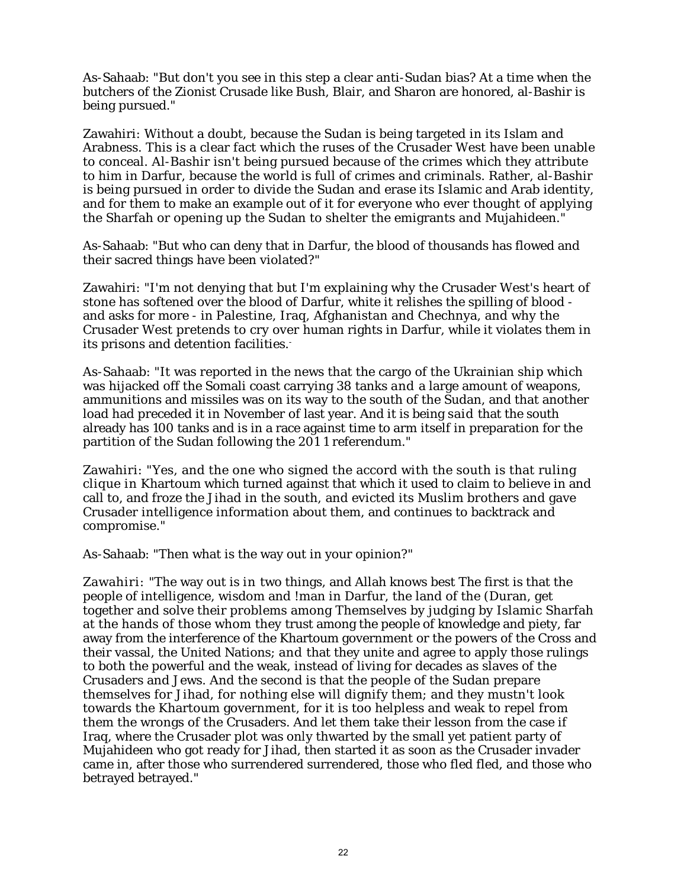As-Sahaab: "But don't you see in this step a clear anti-Sudan bias? At a time when the butchers of the Zionist Crusade like Bush, Blair, and Sharon are honored, al-Bashir is being pursued."

Zawahiri: Without a doubt, because the Sudan is being targeted in its Islam and Arabness. This is a clear fact which the ruses of the Crusader West have been unable to conceal. Al-Bashir isn't being pursued because of the crimes which they attribute to him in Darfur, because the world is full of crimes and criminals. Rather, al-Bashir is being pursued in order to divide the Sudan and erase its Islamic and Arab identity, and for them to make an example out of it for everyone who ever thought of applying the Sharfah or opening up the Sudan to shelter the emigrants and Mujahideen."

As-Sahaab: "But who can deny that in Darfur, the blood of thousands has flowed and their sacred things have been violated?"

Zawahiri: "I'm not denying that but I'm explaining why the Crusader West's heart of stone has softened over the blood of Darfur, white it relishes the spilling of blood - and asks for more - in Palestine, Iraq, Afghanistan and Chechnya, and why the Crusader West pretends to cry over human rights in Darfur, while it violates them in its prisons and detention facilities.

As-Sahaab: "It was reported in the news that the cargo of the Ukrainian ship which was hijacked off the Somali coast carrying 38 tanks and a large amount of weapons, ammunitions and missiles was on its way to the south of the Sudan, and that another load had preceded it in November of last year. And it is being said that the south already has 100 tanks and is in a race against time to arm itself in preparation for the partition of the Sudan following the 201 1 referendum."

Zawahiri: "Yes, and the one who signed the accord with the south is that ruling clique in Khartoum which turned against that which it used to claim to believe in and call to, and froze the Jihad in the south, and evicted its Muslim brothers and gave Crusader intelligence information about them, and continues to backtrack and compromise."

As-Sahaab: "Then what is the way out in your opinion?"

Zawahiri: "The way out is in two things, and Allah knows best The first is that the people of intelligence, wisdom and !man in Darfur, the land of the (Duran, get together and solve their problems among Themselves by judging by Islamic Sharfah at the hands of those whom they trust among the people of knowledge and piety, far away from the interference of the Khartoum government or the powers of the Cross and their vassal, the United Nations; and that they unite and agree to apply those rulings to both the powerful and the weak, instead of living for decades as slaves of the Crusaders and Jews. And the second is that the people of the Sudan prepare themselves for Jihad, for nothing else will dignify them; and they mustn't look towards the Khartoum government, for it is too helpless and weak to repel from them the wrongs of the Crusaders. And let them take their lesson from the case if Iraq, where the Crusader plot was only thwarted by the small yet patient party of Mujahideen who got ready for Jihad, then started it as soon as the Crusader invader came in, after those who surrendered surrendered, those who fled fled, and those who betrayed betrayed."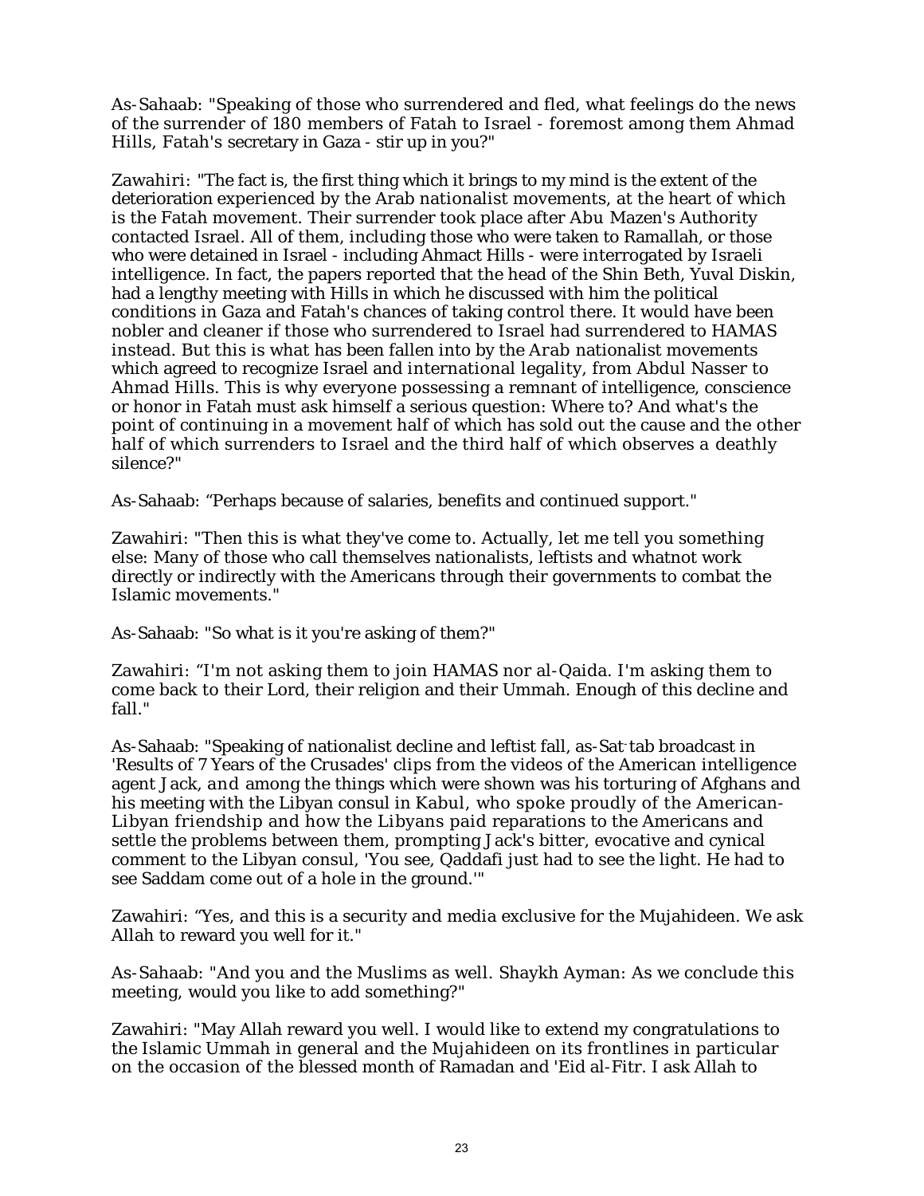As-Sahaab: "Speaking of those who surrendered and fled, what feelings do the news of the surrender of 180 members of Fatah to Israel - foremost among them Ahmad Hills, Fatah's secretary in Gaza - stir up in you?"

Zawahiri: "The fact is, the first thing which it brings to my mind is the extent of the deterioration experienced by the Arab nationalist movements, at the heart of which is the Fatah movement. Their surrender took place after Abu Mazen's Authority contacted Israel. All of them, including those who were taken to Ramallah, or those who were detained in Israel - including Ahmact Hills - were interrogated by Israeli intelligence. In fact, the papers reported that the head of the Shin Beth, Yuval Diskin, had a lengthy meeting with Hills in which he discussed with him the political conditions in Gaza and Fatah's chances of taking control there. It would have been nobler and cleaner if those who surrendered to Israel had surrendered to HAMAS instead. But this is what has been fallen into by the Arab nationalist movements which agreed to recognize Israel and international legality, from Abdul Nasser to Ahmad Hills. This is why everyone possessing a remnant of intelligence, conscience or honor in Fatah must ask himself a serious question: Where to? And what's the point of continuing in a movement half of which has sold out the cause and the other half of which surrenders to Israel and the third half of which observes a deathly silence?"

As-Sahaab: "Perhaps because of salaries, benefits and continued support."

Zawahiri: "Then this is what they've come to. Actually, let me tell you something else: Many of those who call themselves nationalists, leftists and whatnot work directly or indirectly with the Americans through their governments to combat the Islamic movements."

As-Sahaab: "So what is it you're asking of them?"

Zawahiri: "I'm not asking them to join HAMAS nor al-Qaida. I'm asking them to come back to their Lord, their religion and their Ummah. Enough of this decline and fall."

As-Sahaab: "Speaking of nationalist decline and leftist fall, as-Sat-tab broadcast in 'Results of 7 Years of the Crusades' clips from the videos of the American intelligence agent Jack, and among the things which were shown was his torturing of Afghans and his meeting with the Libyan consul in Kabul, who spoke proudly of the American-Libyan friendship and how the Libyans paid reparations to the Americans and settle the problems between them, prompting Jack's bitter, evocative and cynical comment to the Libyan consul, 'You see, Qaddafi just had to see the light. He had to see Saddam come out of a hole in the ground.'"

Zawahiri: "Yes, and this is a security and media exclusive for the Mujahideen. We ask Allah to reward you well for it."

As-Sahaab: "And you and the Muslims as well. Shaykh Ayman: As we conclude this meeting, would you like to add something?"

Zawahiri: "May Allah reward you well. I would like to extend my congratulations to the Islamic Ummah in general and the Mujahideen on its frontlines in particular on the occasion of the blessed month of Ramadan and 'Eid al-Fitr. I ask Allah to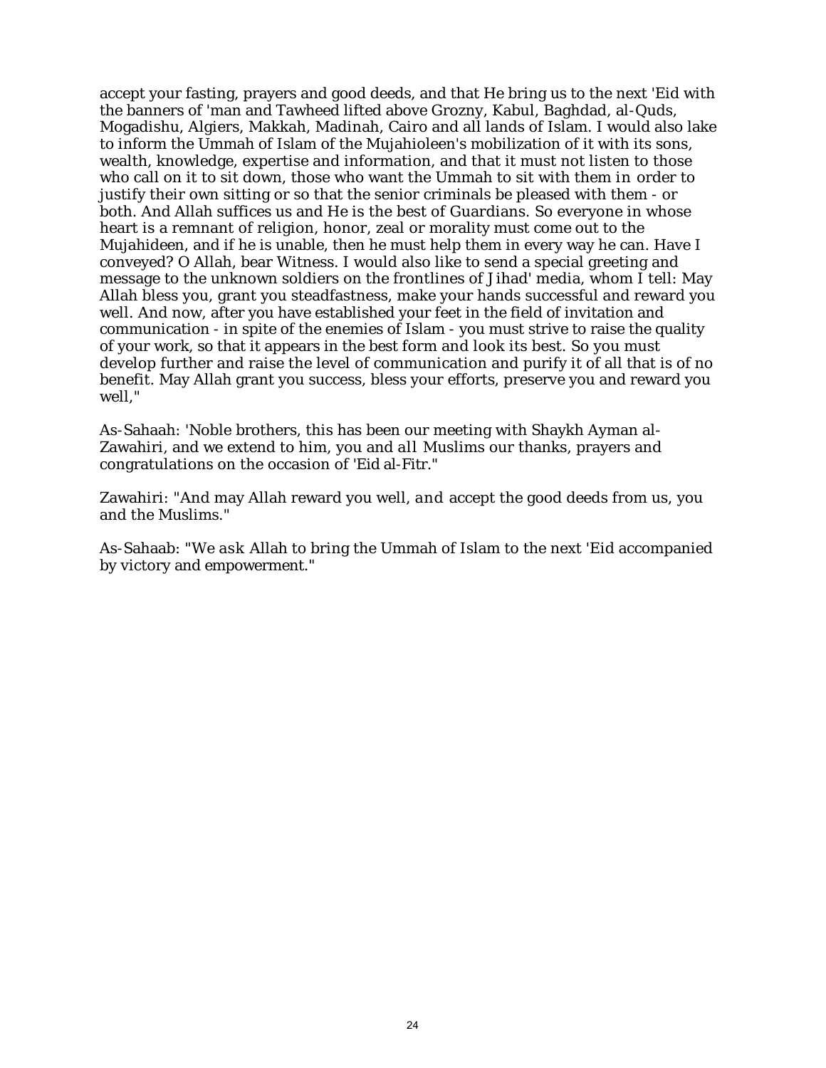accept your fasting, prayers and good deeds, and that He bring us to the next 'Eid with the banners of 'man and Tawheed lifted above Grozny, Kabul, Baghdad, al-Quds, Mogadishu, Algiers, Makkah, Madinah, Cairo and all lands of Islam. I would also lake to inform the Ummah of Islam of the Mujahioleen's mobilization of it with its sons, wealth, knowledge, expertise and information, and that it must not listen to those who call on it to sit down, those who want the Ummah to sit with them in order to justify their own sitting or so that the senior criminals be pleased with them - or both. And Allah suffices us and He is the best of Guardians. So everyone in whose heart is a remnant of religion, honor, zeal or morality must come out to the Mujahideen, and if he is unable, then he must help them in every way he can. Have I conveyed? O Allah, bear Witness. I would also like to send a special greeting and message to the unknown soldiers on the frontlines of Jihad' media, whom I tell: May Allah bless you, grant you steadfastness, make your hands successful and reward you well. And now, after you have established your feet in the field of invitation and communication - in spite of the enemies of Islam - you must strive to raise the quality of your work, so that it appears in the best form and look its best. So you must develop further and raise the level of communication and purify it of all that is of no benefit. May Allah grant you success, bless your efforts, preserve you and reward you well,"

As-Sahaah: 'Noble brothers, this has been our meeting with Shaykh Ayman al-Zawahiri, and we extend to him, you and all Muslims our thanks, prayers and congratulations on the occasion of 'Eid al-Fitr."

Zawahiri: "And may Allah reward you well, and accept the good deeds from us, you and the Muslims."

As-Sahaab: "We ask Allah to bring the Ummah of Islam to the next 'Eid accompanied by victory and empowerment."